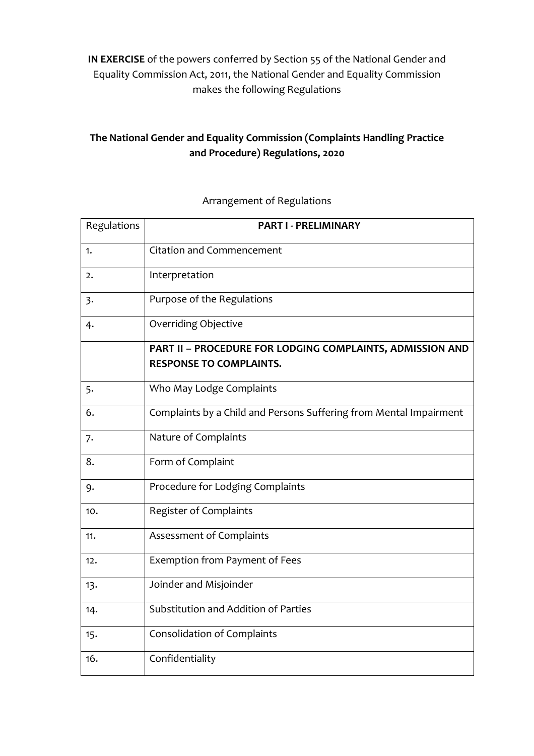**IN EXERCISE** of the powers conferred by Section 55 of the National Gender and Equality Commission Act, 2011, the National Gender and Equality Commission makes the following Regulations

## The National Gender and Equality Commission (Complaints Handling Practice and Procedure) Regulations, 2020

Arrangement of Regulations

| Regulations | **PART I - PRELIMINARY** |
|---|---|
| 1. | Citation and Commencement |
| 2. | Interpretation |
| 3. | Purpose of the Regulations |
| 4. | Overriding Objective |
| | **PART II – PROCEDURE FOR LODGING COMPLAINTS, ADMISSION AND RESPONSE TO COMPLAINTS.** |
| 5. | Who May Lodge Complaints |
| 6. | Complaints by a Child and Persons Suffering from Mental Impairment |
| 7. | Nature of Complaints |
| 8. | Form of Complaint |
| 9. | Procedure for Lodging Complaints |
| 10. | Register of Complaints |
| 11. | Assessment of Complaints |
| 12. | Exemption from Payment of Fees |
| 13. | Joinder and Misjoinder |
| 14. | Substitution and Addition of Parties |
| 15. | Consolidation of Complaints |
| 16. | Confidentiality |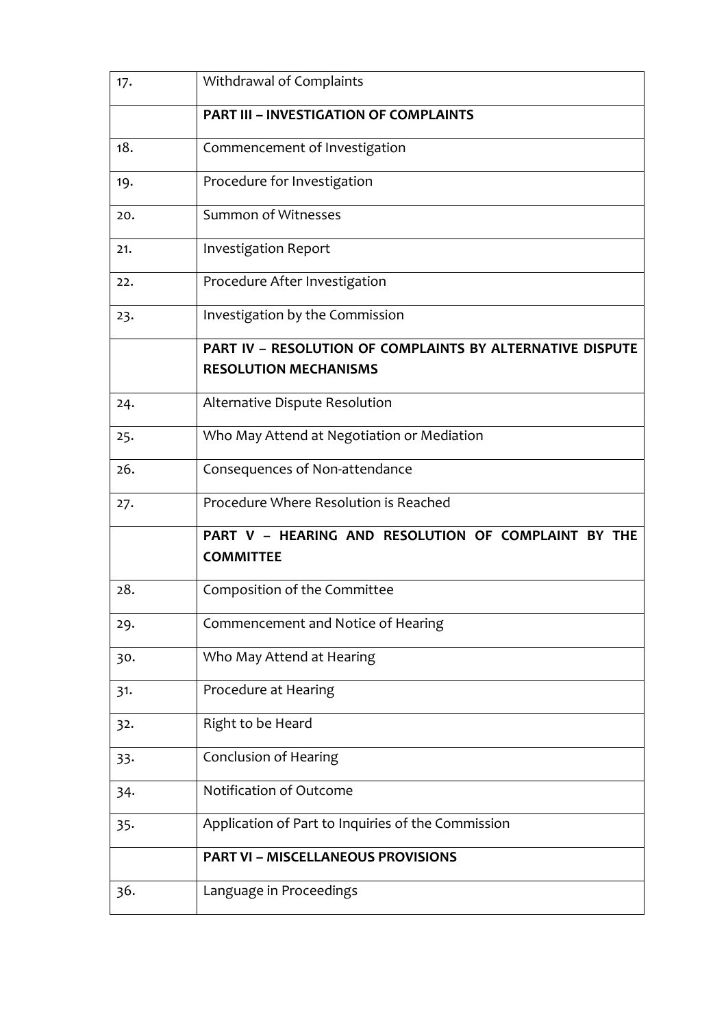| | |
|---|---|
| 17. | Withdrawal of Complaints |
| | **PART III – INVESTIGATION OF COMPLAINTS** |
| 18. | Commencement of Investigation |
| 19. | Procedure for Investigation |
| 20. | Summon of Witnesses |
| 21. | Investigation Report |
| 22. | Procedure After Investigation |
| 23. | Investigation by the Commission |
| | **PART IV – RESOLUTION OF COMPLAINTS BY ALTERNATIVE DISPUTE RESOLUTION MECHANISMS** |
| 24. | Alternative Dispute Resolution |
| 25. | Who May Attend at Negotiation or Mediation |
| 26. | Consequences of Non-attendance |
| 27. | Procedure Where Resolution is Reached |
| | **PART V – HEARING AND RESOLUTION OF COMPLAINT BY THE COMMITTEE** |
| 28. | Composition of the Committee |
| 29. | Commencement and Notice of Hearing |
| 30. | Who May Attend at Hearing |
| 31. | Procedure at Hearing |
| 32. | Right to be Heard |
| 33. | Conclusion of Hearing |
| 34. | Notification of Outcome |
| 35. | Application of Part to Inquiries of the Commission |
| | **PART VI – MISCELLANEOUS PROVISIONS** |
| 36. | Language in Proceedings |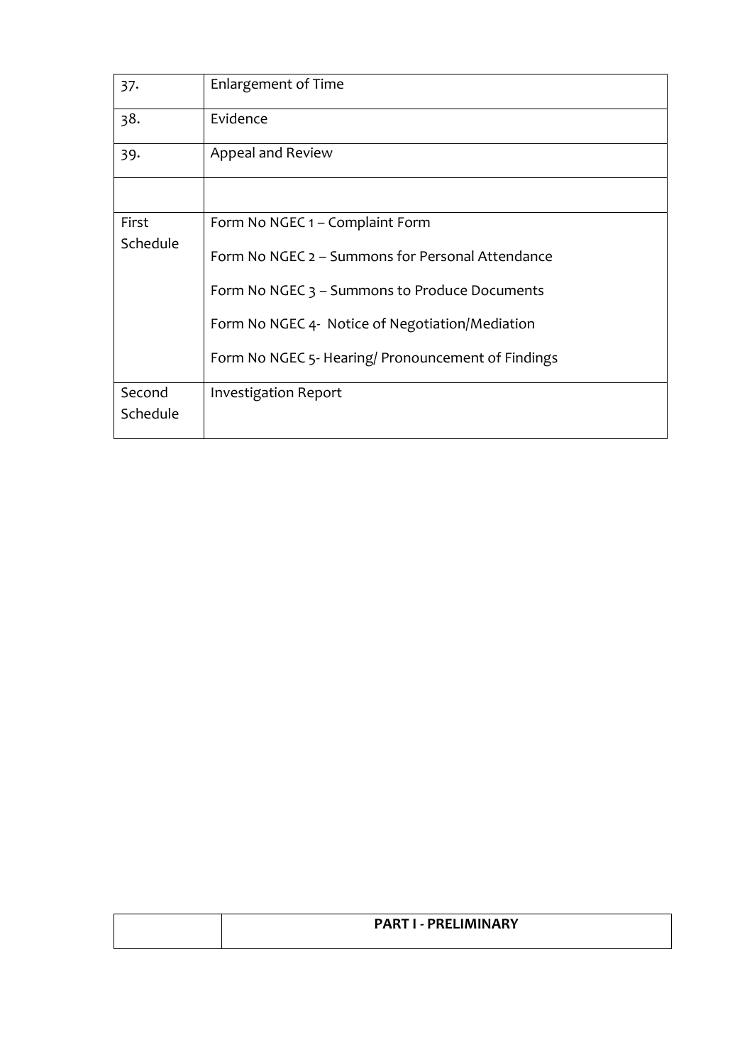| | |
|---|---|
| 37. | Enlargement of Time |
| 38. | Evidence |
| 39. | Appeal and Review |
| | |
| First Schedule | Form No NGEC 1 – Complaint Form<br><br>Form No NGEC 2 – Summons for Personal Attendance<br><br>Form No NGEC 3 – Summons to Produce Documents<br><br>Form No NGEC 4- Notice of Negotiation/Mediation<br><br>Form No NGEC 5- Hearing/ Pronouncement of Findings |
| Second Schedule | Investigation Report |

| | |
|---|---|
| | **PART I - PRELIMINARY** |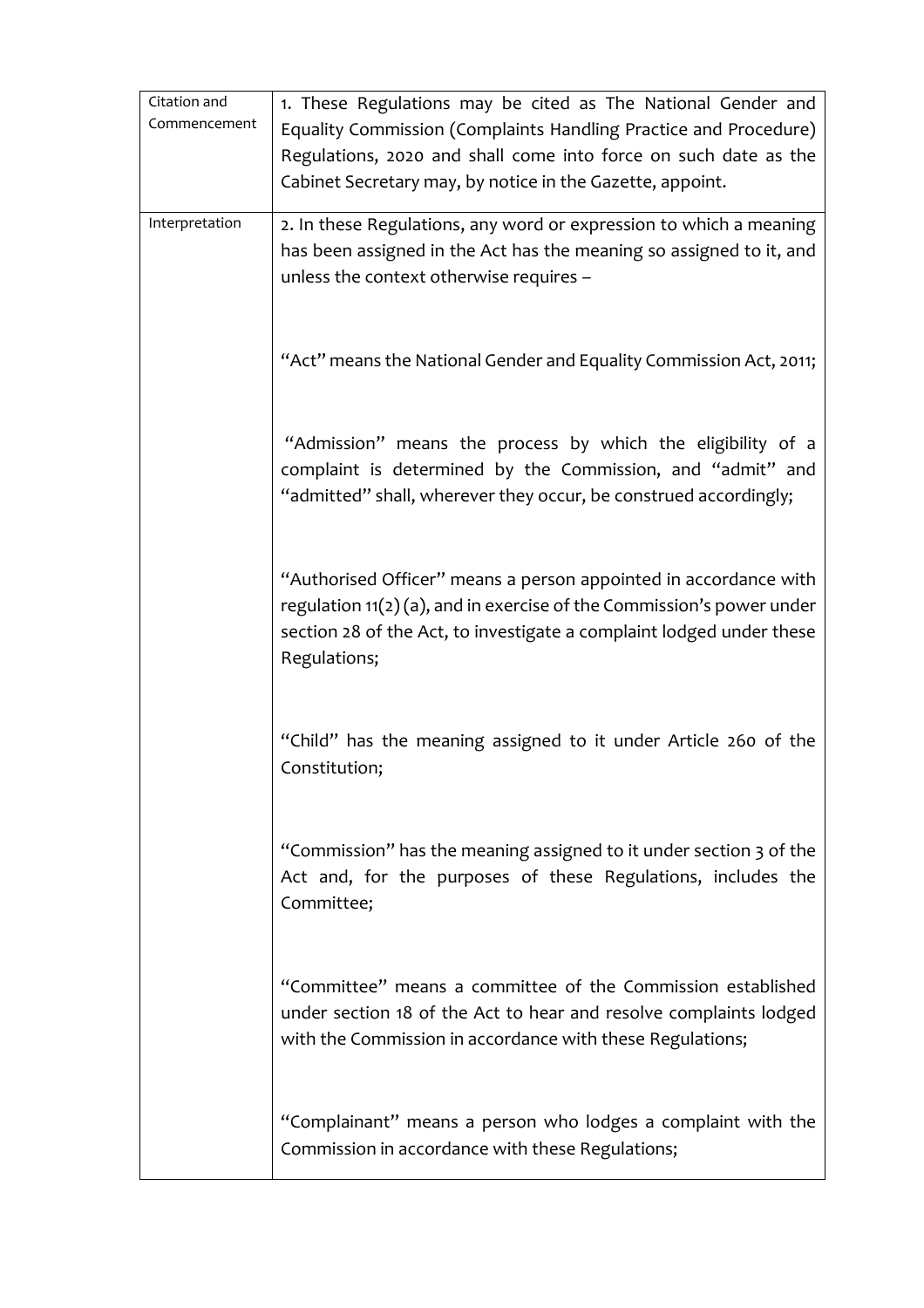| | |
|---|---|
| Citation and Commencement | 1. These Regulations may be cited as The National Gender and Equality Commission (Complaints Handling Practice and Procedure) Regulations, 2020 and shall come into force on such date as the Cabinet Secretary may, by notice in the Gazette, appoint. |
| Interpretation | 2. In these Regulations, any word or expression to which a meaning has been assigned in the Act has the meaning so assigned to it, and unless the context otherwise requires –<br><br>"Act" means the National Gender and Equality Commission Act, 2011;<br><br>"Admission" means the process by which the eligibility of a complaint is determined by the Commission, and "admit" and "admitted" shall, wherever they occur, be construed accordingly;<br><br>"Authorised Officer" means a person appointed in accordance with regulation 11(2) (a), and in exercise of the Commission's power under section 28 of the Act, to investigate a complaint lodged under these Regulations;<br><br>"Child" has the meaning assigned to it under Article 260 of the Constitution;<br><br>"Commission" has the meaning assigned to it under section 3 of the Act and, for the purposes of these Regulations, includes the Committee;<br><br>"Committee" means a committee of the Commission established under section 18 of the Act to hear and resolve complaints lodged with the Commission in accordance with these Regulations;<br><br>"Complainant" means a person who lodges a complaint with the Commission in accordance with these Regulations; |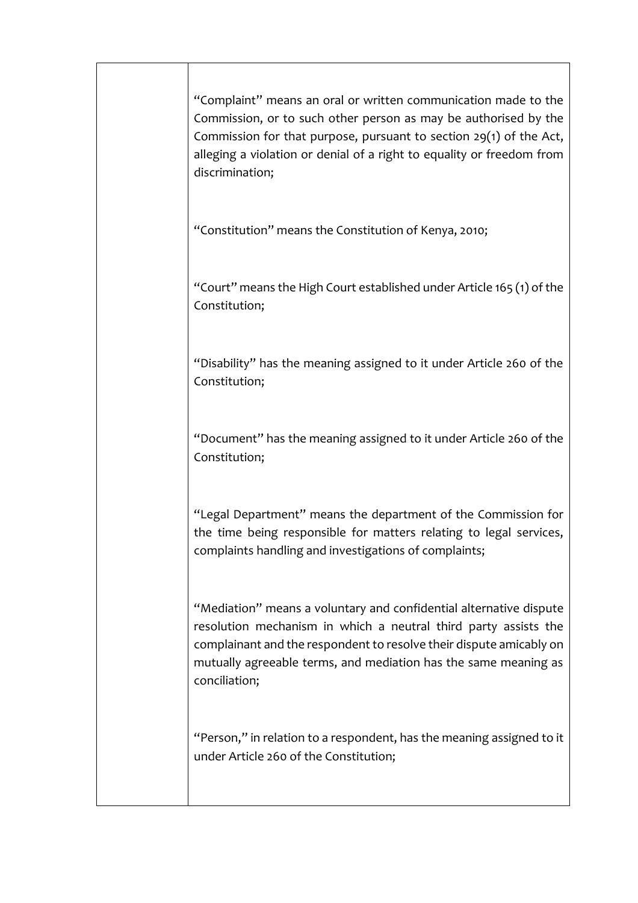"Complaint" means an oral or written communication made to the Commission, or to such other person as may be authorised by the Commission for that purpose, pursuant to section 29(1) of the Act, alleging a violation or denial of a right to equality or freedom from discrimination;

"Constitution" means the Constitution of Kenya, 2010;

"Court" means the High Court established under Article 165 (1) of the Constitution;

"Disability" has the meaning assigned to it under Article 260 of the Constitution;

"Document" has the meaning assigned to it under Article 260 of the Constitution;

"Legal Department" means the department of the Commission for the time being responsible for matters relating to legal services, complaints handling and investigations of complaints;

"Mediation" means a voluntary and confidential alternative dispute resolution mechanism in which a neutral third party assists the complainant and the respondent to resolve their dispute amicably on mutually agreeable terms, and mediation has the same meaning as conciliation;

"Person," in relation to a respondent, has the meaning assigned to it under Article 260 of the Constitution;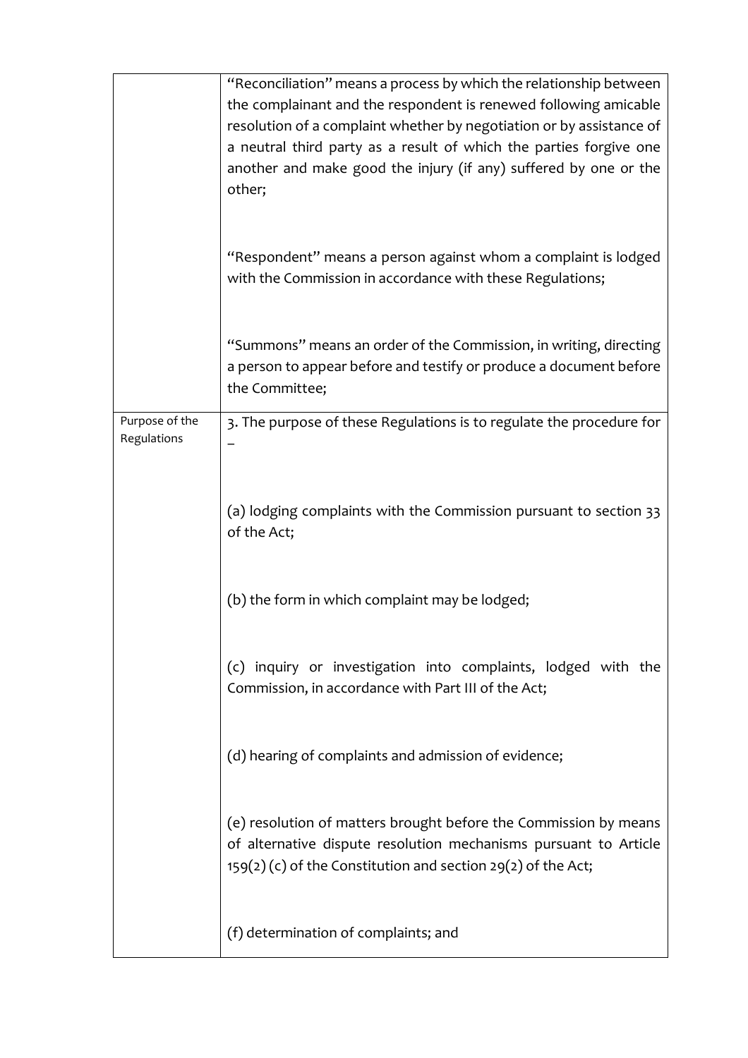| | |
|---|---|
| | "Reconciliation" means a process by which the relationship between the complainant and the respondent is renewed following amicable resolution of a complaint whether by negotiation or by assistance of a neutral third party as a result of which the parties forgive one another and make good the injury (if any) suffered by one or the other; |
| | "Respondent" means a person against whom a complaint is lodged with the Commission in accordance with these Regulations; |
| | "Summons" means an order of the Commission, in writing, directing a person to appear before and testify or produce a document before the Committee; |
| Purpose of the Regulations | 3. The purpose of these Regulations is to regulate the procedure for – |
| | (a) lodging complaints with the Commission pursuant to section 33 of the Act; |
| | (b) the form in which complaint may be lodged; |
| | (c) inquiry or investigation into complaints, lodged with the Commission, in accordance with Part III of the Act; |
| | (d) hearing of complaints and admission of evidence; |
| | (e) resolution of matters brought before the Commission by means of alternative dispute resolution mechanisms pursuant to Article 159(2) (c) of the Constitution and section 29(2) of the Act; |
| | (f) determination of complaints; and |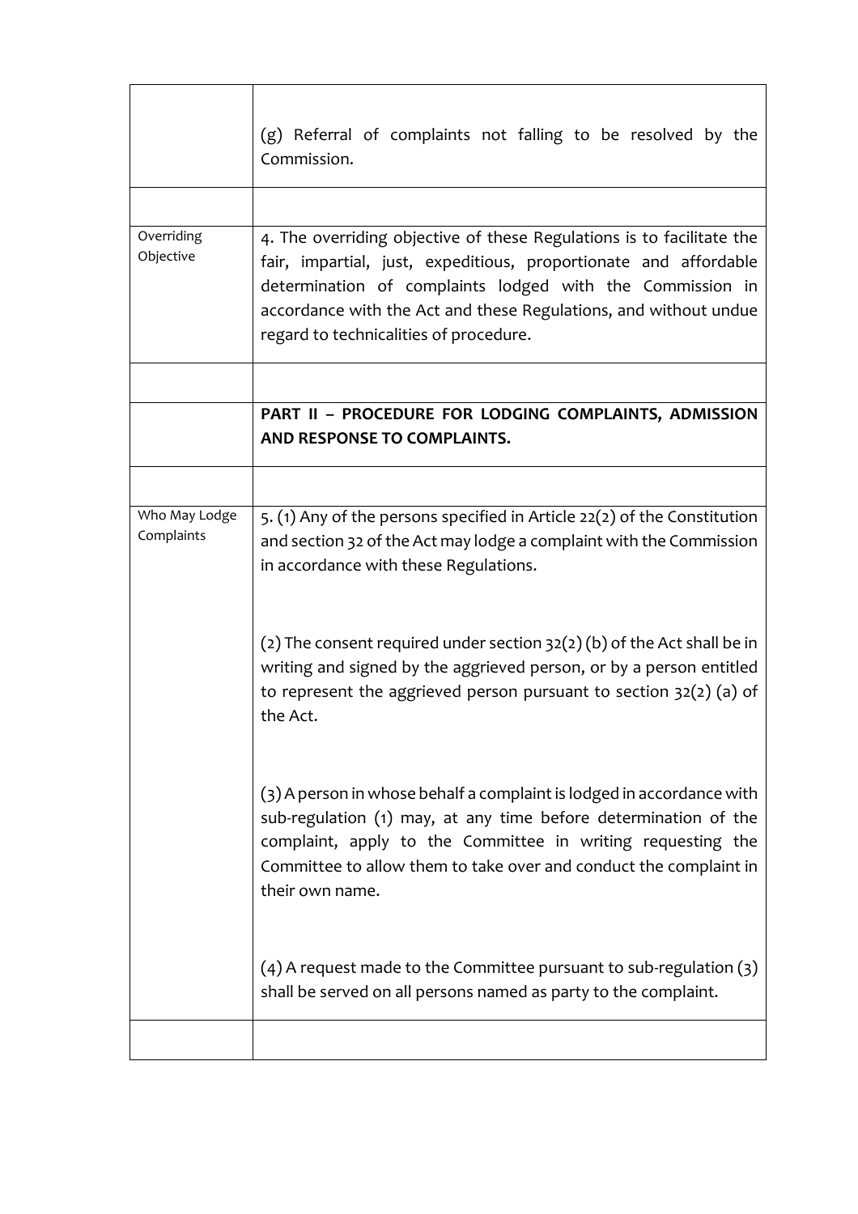| | |
|---|---|
| | (g) Referral of complaints not falling to be resolved by the Commission. |
| | |
| Overriding Objective | 4. The overriding objective of these Regulations is to facilitate the fair, impartial, just, expeditious, proportionate and affordable determination of complaints lodged with the Commission in accordance with the Act and these Regulations, and without undue regard to technicalities of procedure. |
| | |
| | **PART II – PROCEDURE FOR LODGING COMPLAINTS, ADMISSION AND RESPONSE TO COMPLAINTS.** |
| | |
| Who May Lodge Complaints | 5. (1) Any of the persons specified in Article 22(2) of the Constitution and section 32 of the Act may lodge a complaint with the Commission in accordance with these Regulations.<br><br>(2) The consent required under section 32(2) (b) of the Act shall be in writing and signed by the aggrieved person, or by a person entitled to represent the aggrieved person pursuant to section 32(2) (a) of the Act.<br><br>(3) A person in whose behalf a complaint is lodged in accordance with sub-regulation (1) may, at any time before determination of the complaint, apply to the Committee in writing requesting the Committee to allow them to take over and conduct the complaint in their own name.<br><br>(4) A request made to the Committee pursuant to sub-regulation (3) shall be served on all persons named as party to the complaint. |
| | |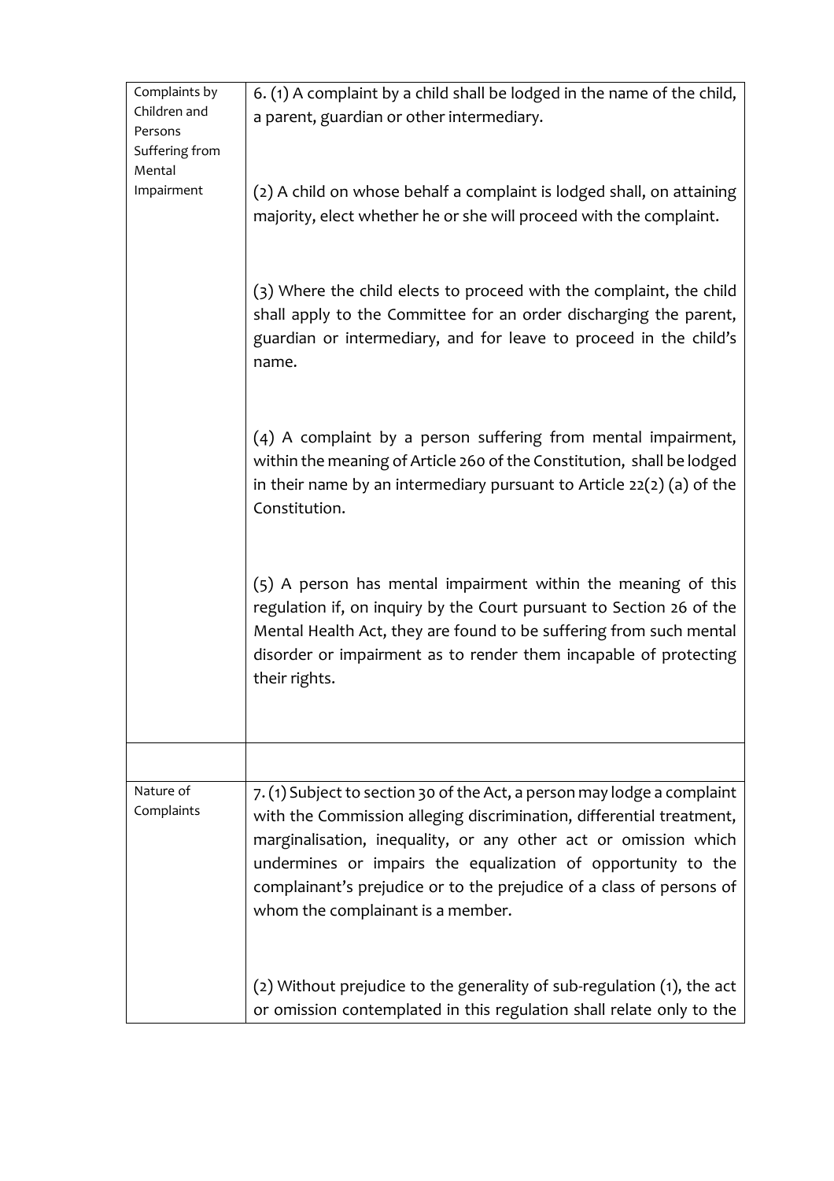| | |
|---|---|
| Complaints by Children and Persons Suffering from Mental Impairment | 6. (1) A complaint by a child shall be lodged in the name of the child, a parent, guardian or other intermediary.<br><br>(2) A child on whose behalf a complaint is lodged shall, on attaining majority, elect whether he or she will proceed with the complaint.<br><br>(3) Where the child elects to proceed with the complaint, the child shall apply to the Committee for an order discharging the parent, guardian or intermediary, and for leave to proceed in the child's name.<br><br>(4) A complaint by a person suffering from mental impairment, within the meaning of Article 260 of the Constitution, shall be lodged in their name by an intermediary pursuant to Article 22(2) (a) of the Constitution.<br><br>(5) A person has mental impairment within the meaning of this regulation if, on inquiry by the Court pursuant to Section 26 of the Mental Health Act, they are found to be suffering from such mental disorder or impairment as to render them incapable of protecting their rights. |
| | |
| Nature of Complaints | 7. (1) Subject to section 30 of the Act, a person may lodge a complaint with the Commission alleging discrimination, differential treatment, marginalisation, inequality, or any other act or omission which undermines or impairs the equalization of opportunity to the complainant's prejudice or to the prejudice of a class of persons of whom the complainant is a member.<br><br>(2) Without prejudice to the generality of sub-regulation (1), the act or omission contemplated in this regulation shall relate only to the |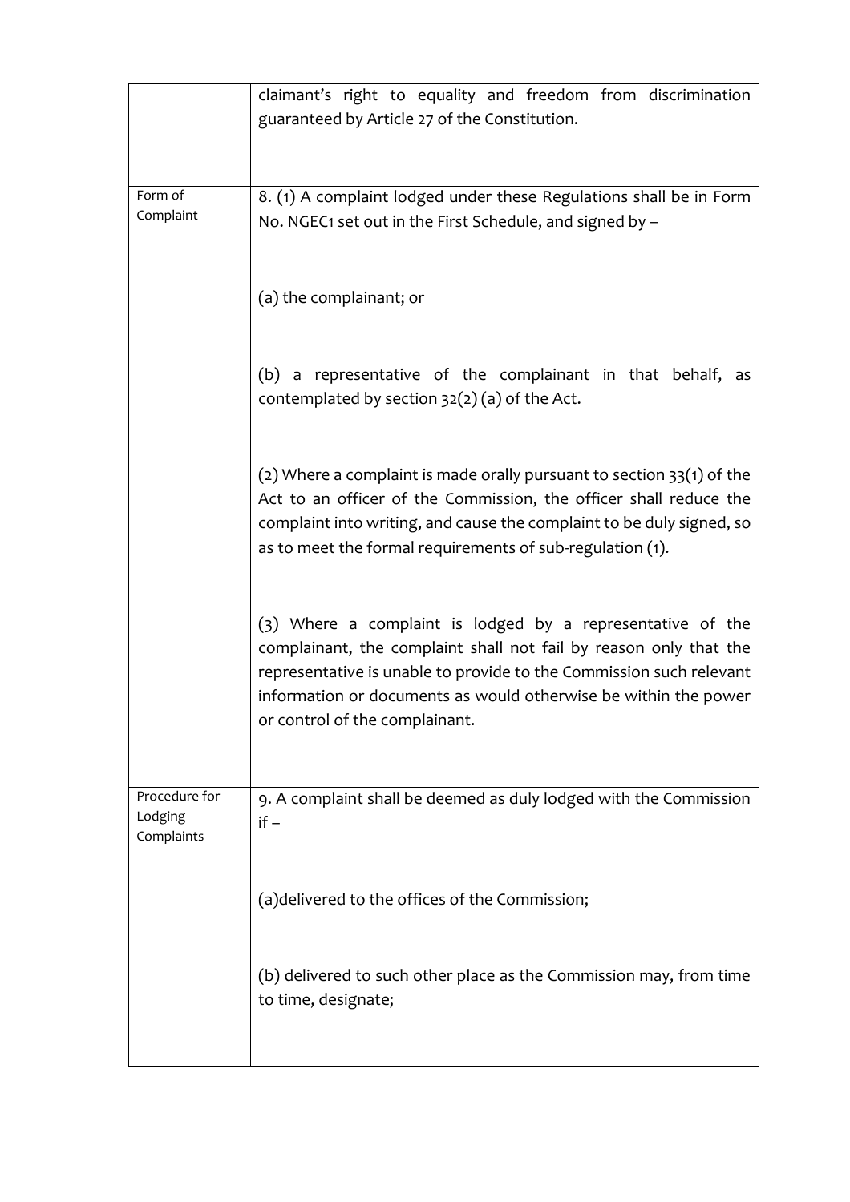| | |
|---|---|
| | claimant's right to equality and freedom from discrimination guaranteed by Article 27 of the Constitution. |
| | |
| Form of Complaint | 8. (1) A complaint lodged under these Regulations shall be in Form No. NGEC1 set out in the First Schedule, and signed by –<br><br>(a) the complainant; or<br><br>(b) a representative of the complainant in that behalf, as contemplated by section 32(2) (a) of the Act.<br><br>(2) Where a complaint is made orally pursuant to section 33(1) of the Act to an officer of the Commission, the officer shall reduce the complaint into writing, and cause the complaint to be duly signed, so as to meet the formal requirements of sub-regulation (1).<br><br>(3) Where a complaint is lodged by a representative of the complainant, the complaint shall not fail by reason only that the representative is unable to provide to the Commission such relevant information or documents as would otherwise be within the power or control of the complainant. |
| | |
| Procedure for Lodging Complaints | 9. A complaint shall be deemed as duly lodged with the Commission if –<br><br>(a)delivered to the offices of the Commission;<br><br>(b) delivered to such other place as the Commission may, from time to time, designate; |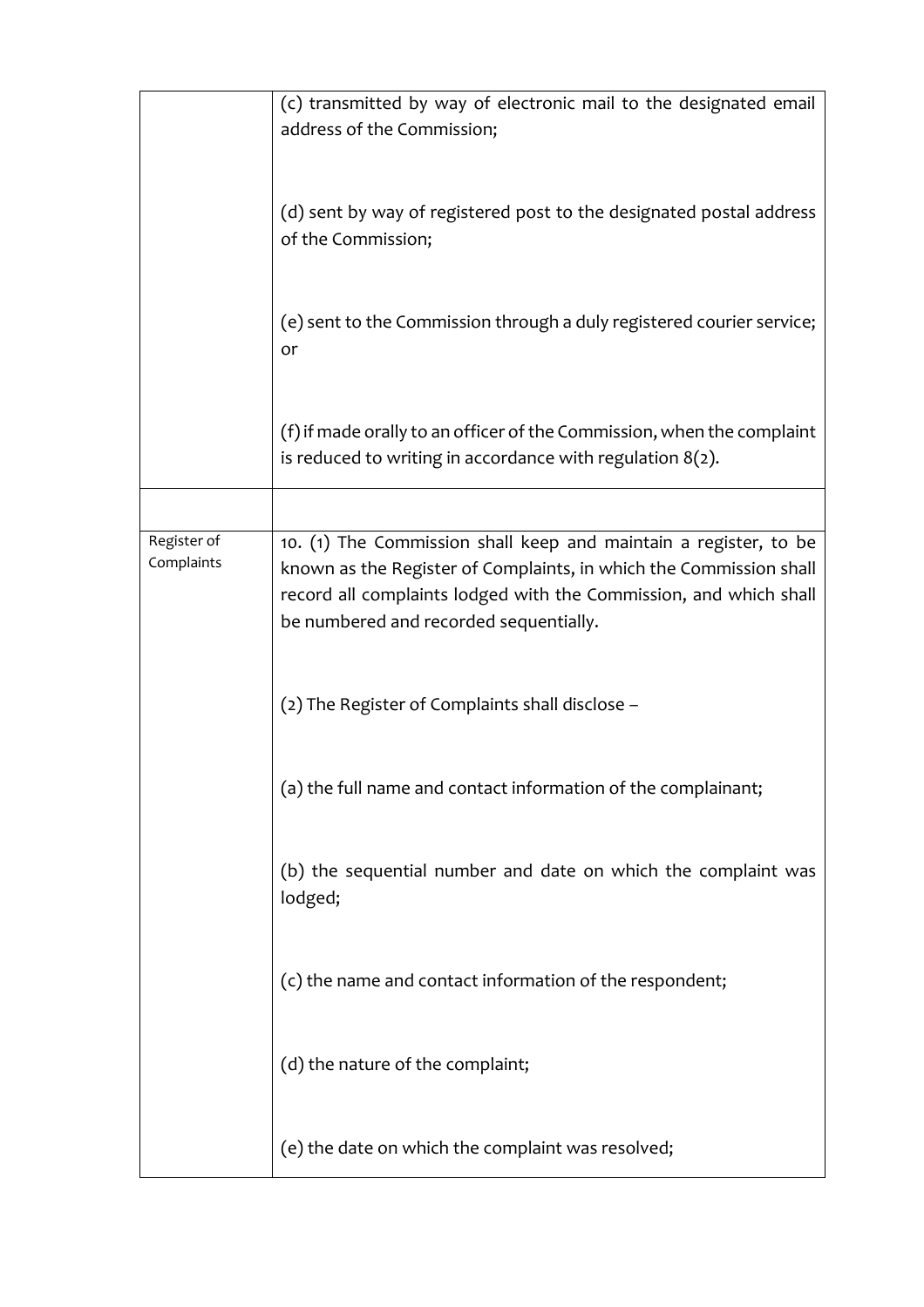| | |
|---|---|
| | (c) transmitted by way of electronic mail to the designated email address of the Commission; |
| | (d) sent by way of registered post to the designated postal address of the Commission; |
| | (e) sent to the Commission through a duly registered courier service; or |
| | (f) if made orally to an officer of the Commission, when the complaint is reduced to writing in accordance with regulation 8(2). |
| | |
| Register of Complaints | 10. (1) The Commission shall keep and maintain a register, to be known as the Register of Complaints, in which the Commission shall record all complaints lodged with the Commission, and which shall be numbered and recorded sequentially. |
| | (2) The Register of Complaints shall disclose – |
| | (a) the full name and contact information of the complainant; |
| | (b) the sequential number and date on which the complaint was lodged; |
| | (c) the name and contact information of the respondent; |
| | (d) the nature of the complaint; |
| | (e) the date on which the complaint was resolved; |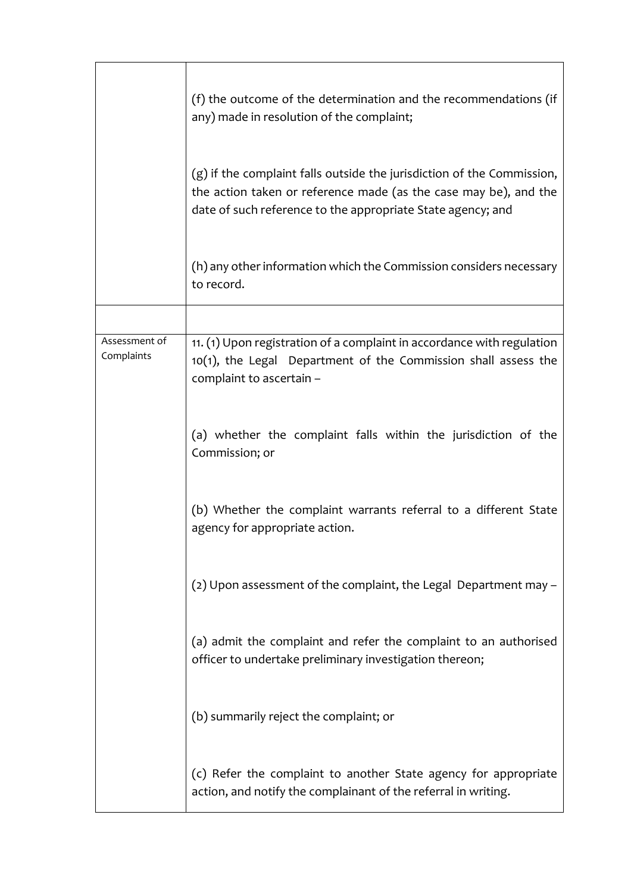| | |
|---|---|
| | (f) the outcome of the determination and the recommendations (if any) made in resolution of the complaint; |
| | (g) if the complaint falls outside the jurisdiction of the Commission, the action taken or reference made (as the case may be), and the date of such reference to the appropriate State agency; and |
| | (h) any other information which the Commission considers necessary to record. |
| | |
| Assessment of Complaints | 11. (1) Upon registration of a complaint in accordance with regulation 10(1), the Legal Department of the Commission shall assess the complaint to ascertain – |
| | (a) whether the complaint falls within the jurisdiction of the Commission; or |
| | (b) Whether the complaint warrants referral to a different State agency for appropriate action. |
| | (2) Upon assessment of the complaint, the Legal Department may – |
| | (a) admit the complaint and refer the complaint to an authorised officer to undertake preliminary investigation thereon; |
| | (b) summarily reject the complaint; or |
| | (c) Refer the complaint to another State agency for appropriate action, and notify the complainant of the referral in writing. |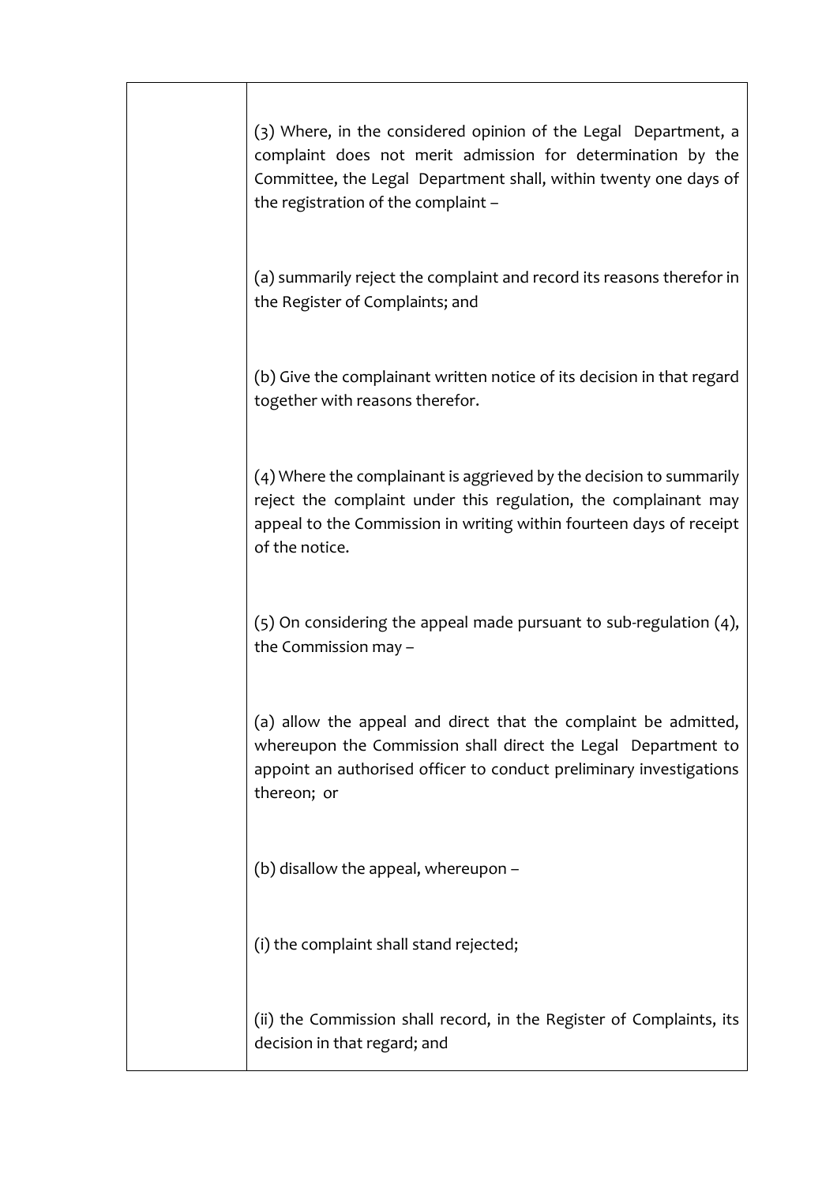(3) Where, in the considered opinion of the Legal Department, a complaint does not merit admission for determination by the Committee, the Legal Department shall, within twenty one days of the registration of the complaint –

(a) summarily reject the complaint and record its reasons therefor in the Register of Complaints; and

(b) Give the complainant written notice of its decision in that regard together with reasons therefor.

(4) Where the complainant is aggrieved by the decision to summarily reject the complaint under this regulation, the complainant may appeal to the Commission in writing within fourteen days of receipt of the notice.

(5) On considering the appeal made pursuant to sub-regulation (4), the Commission may –

(a) allow the appeal and direct that the complaint be admitted, whereupon the Commission shall direct the Legal Department to appoint an authorised officer to conduct preliminary investigations thereon; or

(b) disallow the appeal, whereupon –

(i) the complaint shall stand rejected;

(ii) the Commission shall record, in the Register of Complaints, its decision in that regard; and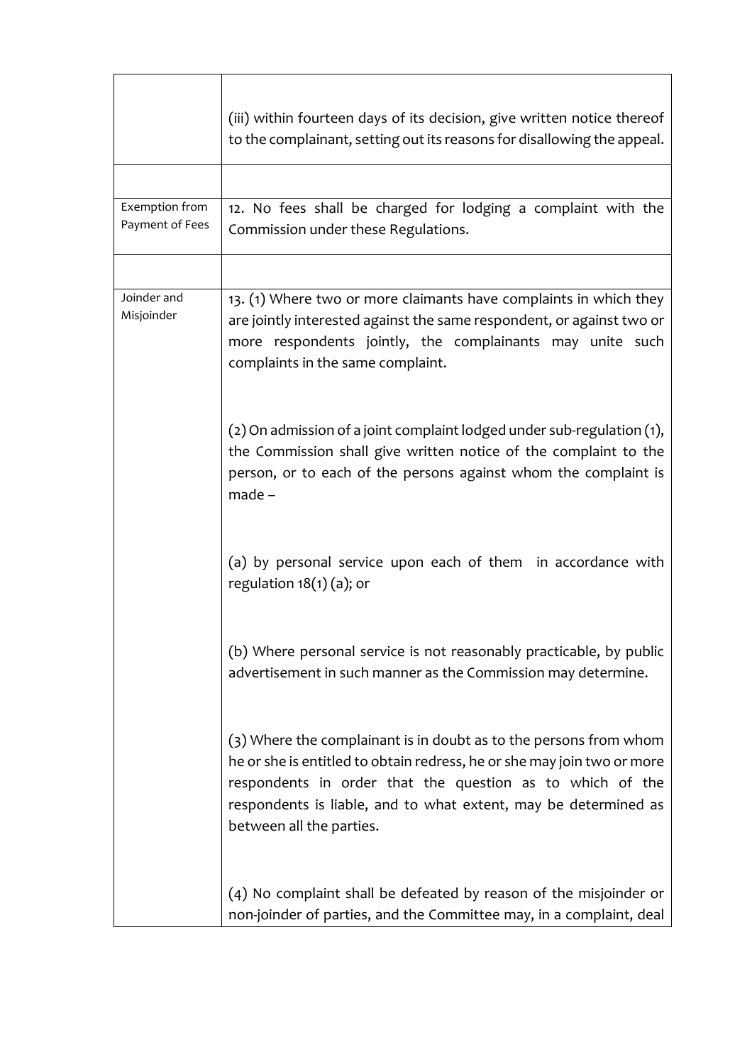|  |  |
|---|---|
|  | (iii) within fourteen days of its decision, give written notice thereof to the complainant, setting out its reasons for disallowing the appeal. |
|  |  |
| Exemption from Payment of Fees | 12. No fees shall be charged for lodging a complaint with the Commission under these Regulations. |
|  |  |
| Joinder and Misjoinder | 13. (1) Where two or more claimants have complaints in which they are jointly interested against the same respondent, or against two or more respondents jointly, the complainants may unite such complaints in the same complaint.<br><br>(2) On admission of a joint complaint lodged under sub-regulation (1), the Commission shall give written notice of the complaint to the person, or to each of the persons against whom the complaint is made –<br><br>(a) by personal service upon each of them in accordance with regulation 18(1) (a); or<br><br>(b) Where personal service is not reasonably practicable, by public advertisement in such manner as the Commission may determine.<br><br>(3) Where the complainant is in doubt as to the persons from whom he or she is entitled to obtain redress, he or she may join two or more respondents in order that the question as to which of the respondents is liable, and to what extent, may be determined as between all the parties.<br><br>(4) No complaint shall be defeated by reason of the misjoinder or non-joinder of parties, and the Committee may, in a complaint, deal |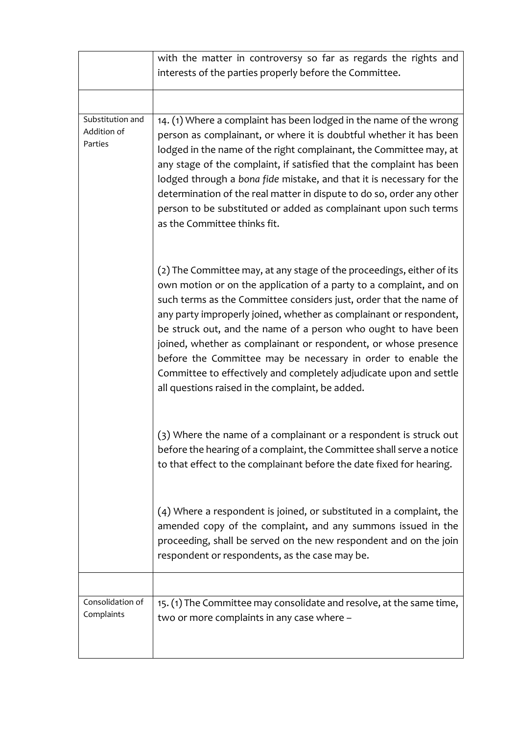| | |
|---|---|
| | with the matter in controversy so far as regards the rights and interests of the parties properly before the Committee. |
| | |
| Substitution and Addition of Parties | 14. (1) Where a complaint has been lodged in the name of the wrong person as complainant, or where it is doubtful whether it has been lodged in the name of the right complainant, the Committee may, at any stage of the complaint, if satisfied that the complaint has been lodged through a *bona fide* mistake, and that it is necessary for the determination of the real matter in dispute to do so, order any other person to be substituted or added as complainant upon such terms as the Committee thinks fit.<br><br>(2) The Committee may, at any stage of the proceedings, either of its own motion or on the application of a party to a complaint, and on such terms as the Committee considers just, order that the name of any party improperly joined, whether as complainant or respondent, be struck out, and the name of a person who ought to have been joined, whether as complainant or respondent, or whose presence before the Committee may be necessary in order to enable the Committee to effectively and completely adjudicate upon and settle all questions raised in the complaint, be added.<br><br>(3) Where the name of a complainant or a respondent is struck out before the hearing of a complaint, the Committee shall serve a notice to that effect to the complainant before the date fixed for hearing.<br><br>(4) Where a respondent is joined, or substituted in a complaint, the amended copy of the complaint, and any summons issued in the proceeding, shall be served on the new respondent and on the join respondent or respondents, as the case may be. |
| | |
| Consolidation of Complaints | 15. (1) The Committee may consolidate and resolve, at the same time, two or more complaints in any case where – |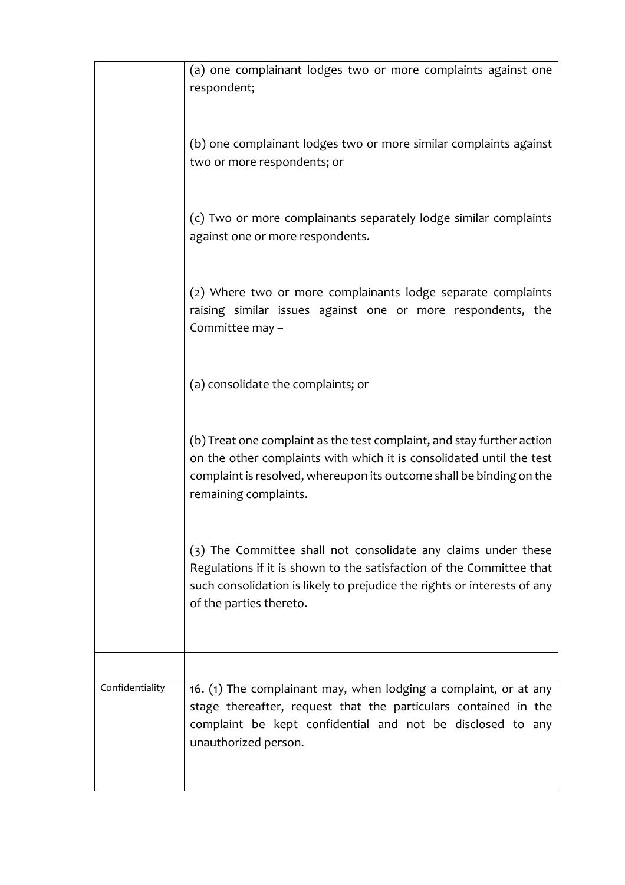| | |
|---|---|
| | (a) one complainant lodges two or more complaints against one respondent;<br><br>(b) one complainant lodges two or more similar complaints against two or more respondents; or<br><br>(c) Two or more complainants separately lodge similar complaints against one or more respondents.<br><br>(2) Where two or more complainants lodge separate complaints raising similar issues against one or more respondents, the Committee may –<br><br>(a) consolidate the complaints; or<br><br>(b) Treat one complaint as the test complaint, and stay further action on the other complaints with which it is consolidated until the test complaint is resolved, whereupon its outcome shall be binding on the remaining complaints.<br><br>(3) The Committee shall not consolidate any claims under these Regulations if it is shown to the satisfaction of the Committee that such consolidation is likely to prejudice the rights or interests of any of the parties thereto. |
| | |
| Confidentiality | 16. (1) The complainant may, when lodging a complaint, or at any stage thereafter, request that the particulars contained in the complaint be kept confidential and not be disclosed to any unauthorized person. |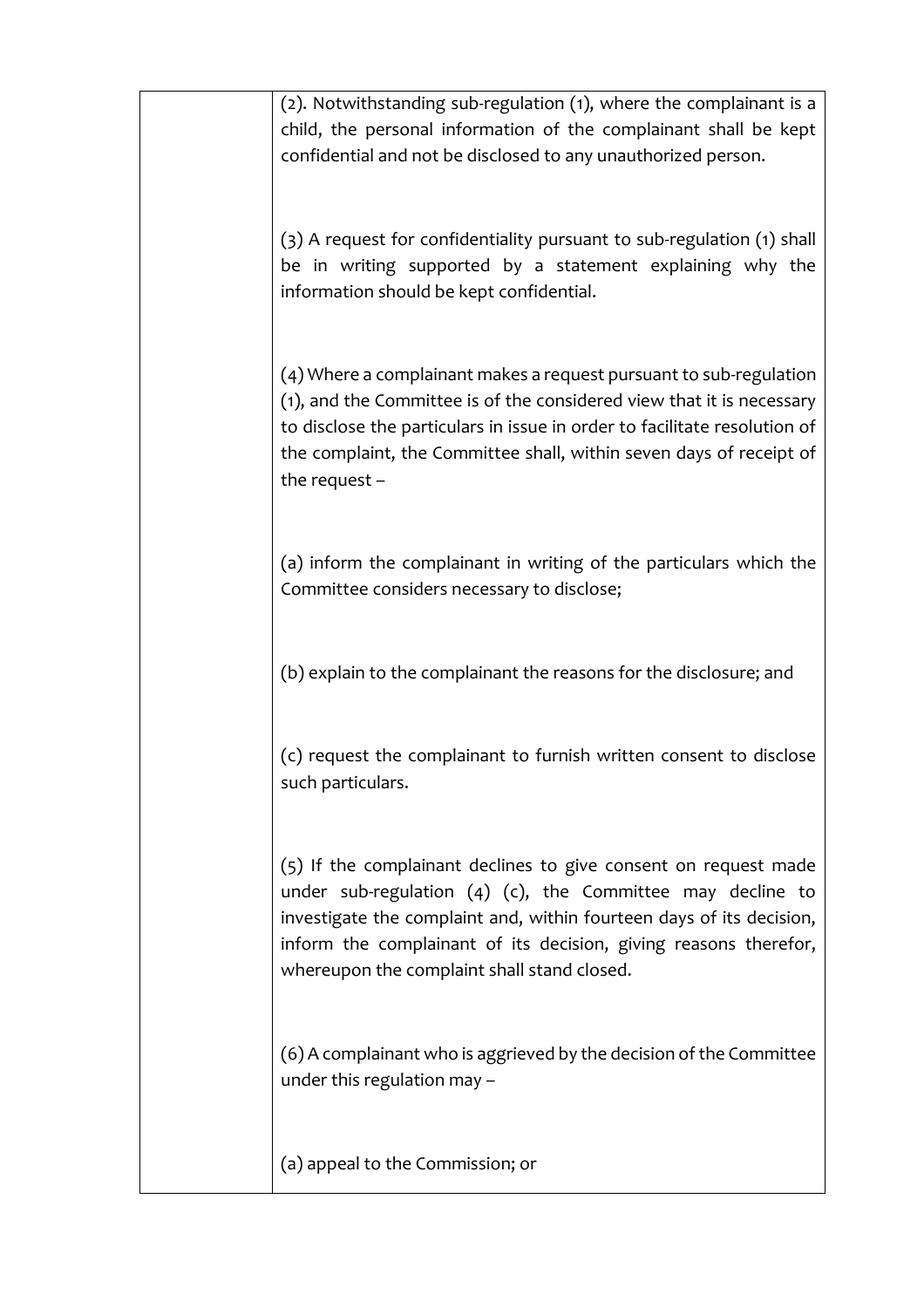|  | (2). Notwithstanding sub-regulation (1), where the complainant is a child, the personal information of the complainant shall be kept confidential and not be disclosed to any unauthorized person.<br><br>(3) A request for confidentiality pursuant to sub-regulation (1) shall be in writing supported by a statement explaining why the information should be kept confidential.<br><br>(4) Where a complainant makes a request pursuant to sub-regulation (1), and the Committee is of the considered view that it is necessary to disclose the particulars in issue in order to facilitate resolution of the complaint, the Committee shall, within seven days of receipt of the request –<br><br>(a) inform the complainant in writing of the particulars which the Committee considers necessary to disclose;<br><br>(b) explain to the complainant the reasons for the disclosure; and<br><br>(c) request the complainant to furnish written consent to disclose such particulars.<br><br>(5) If the complainant declines to give consent on request made under sub-regulation (4) (c), the Committee may decline to investigate the complaint and, within fourteen days of its decision, inform the complainant of its decision, giving reasons therefor, whereupon the complaint shall stand closed.<br><br>(6) A complainant who is aggrieved by the decision of the Committee under this regulation may –<br><br>(a) appeal to the Commission; or |
|---|---|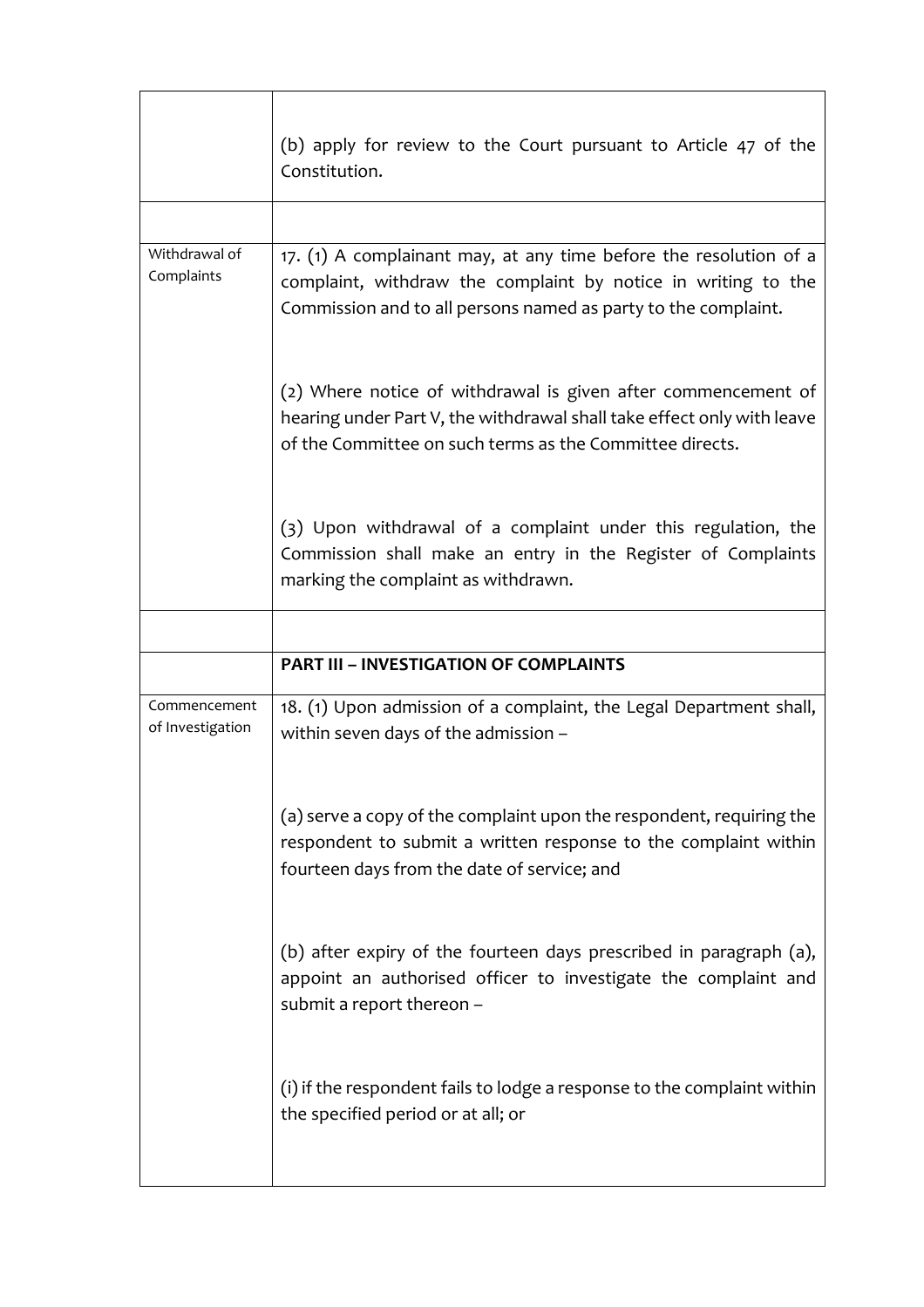| | |
|---|---|
| | (b) apply for review to the Court pursuant to Article 47 of the Constitution. |
| | |
| Withdrawal of Complaints | 17. (1) A complainant may, at any time before the resolution of a complaint, withdraw the complaint by notice in writing to the Commission and to all persons named as party to the complaint. |
| | (2) Where notice of withdrawal is given after commencement of hearing under Part V, the withdrawal shall take effect only with leave of the Committee on such terms as the Committee directs. |
| | (3) Upon withdrawal of a complaint under this regulation, the Commission shall make an entry in the Register of Complaints marking the complaint as withdrawn. |
| | |
| | **PART III – INVESTIGATION OF COMPLAINTS** |
| Commencement of Investigation | 18. (1) Upon admission of a complaint, the Legal Department shall, within seven days of the admission – |
| | (a) serve a copy of the complaint upon the respondent, requiring the respondent to submit a written response to the complaint within fourteen days from the date of service; and |
| | (b) after expiry of the fourteen days prescribed in paragraph (a), appoint an authorised officer to investigate the complaint and submit a report thereon – |
| | (i) if the respondent fails to lodge a response to the complaint within the specified period or at all; or |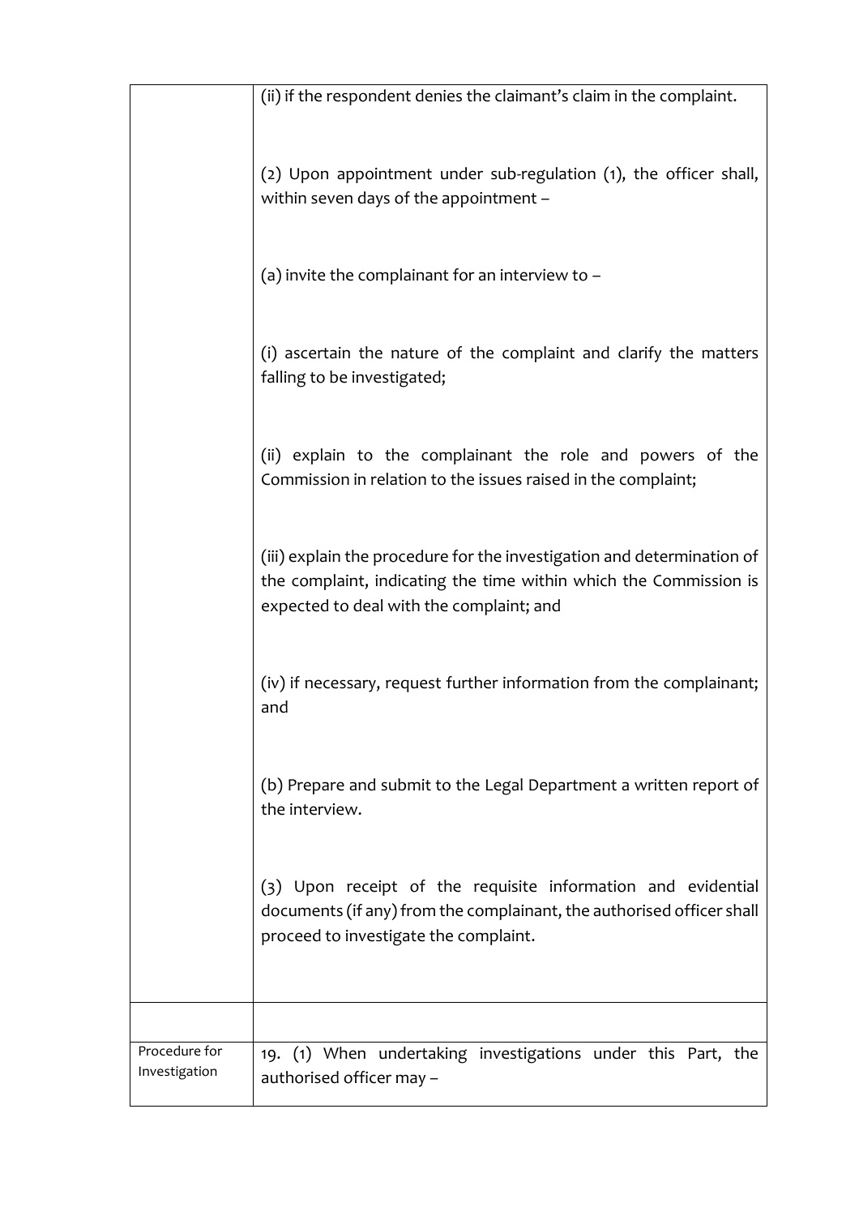| | |
|---|---|
| | (ii) if the respondent denies the claimant's claim in the complaint.<br><br>(2) Upon appointment under sub-regulation (1), the officer shall, within seven days of the appointment –<br><br>(a) invite the complainant for an interview to –<br><br>(i) ascertain the nature of the complaint and clarify the matters falling to be investigated;<br><br>(ii) explain to the complainant the role and powers of the Commission in relation to the issues raised in the complaint;<br><br>(iii) explain the procedure for the investigation and determination of the complaint, indicating the time within which the Commission is expected to deal with the complaint; and<br><br>(iv) if necessary, request further information from the complainant; and<br><br>(b) Prepare and submit to the Legal Department a written report of the interview.<br><br>(3) Upon receipt of the requisite information and evidential documents (if any) from the complainant, the authorised officer shall proceed to investigate the complaint. |
| | |
| Procedure for Investigation | 19. (1) When undertaking investigations under this Part, the authorised officer may – |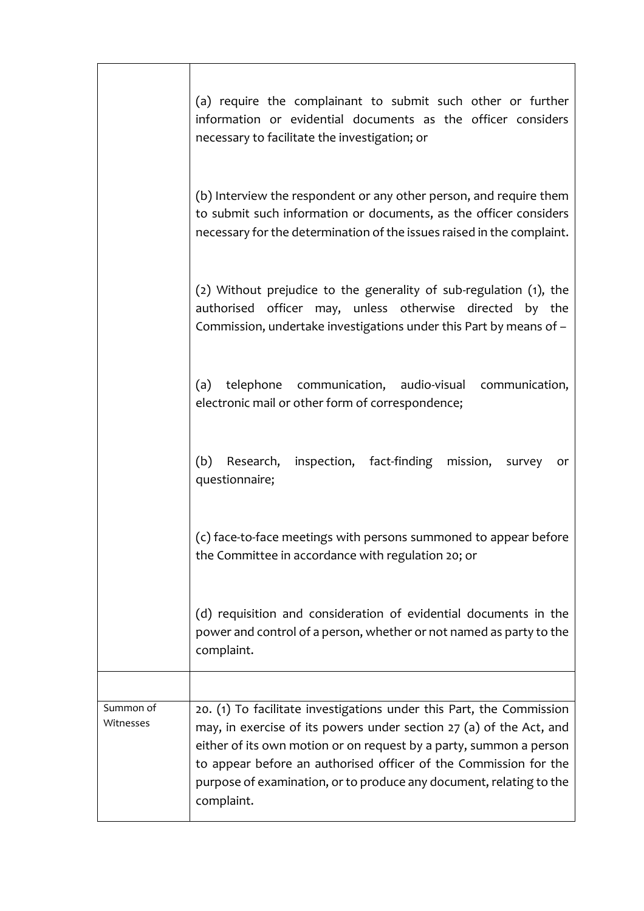| | |
|---|---|
| | (a) require the complainant to submit such other or further information or evidential documents as the officer considers necessary to facilitate the investigation; or<br><br>(b) Interview the respondent or any other person, and require them to submit such information or documents, as the officer considers necessary for the determination of the issues raised in the complaint.<br><br>(2) Without prejudice to the generality of sub-regulation (1), the authorised officer may, unless otherwise directed by the Commission, undertake investigations under this Part by means of –<br><br>(a) telephone communication, audio-visual communication, electronic mail or other form of correspondence;<br><br>(b) Research, inspection, fact-finding mission, survey or questionnaire;<br><br>(c) face-to-face meetings with persons summoned to appear before the Committee in accordance with regulation 20; or<br><br>(d) requisition and consideration of evidential documents in the power and control of a person, whether or not named as party to the complaint. |
| | |
| Summon of Witnesses | 20. (1) To facilitate investigations under this Part, the Commission may, in exercise of its powers under section 27 (a) of the Act, and either of its own motion or on request by a party, summon a person to appear before an authorised officer of the Commission for the purpose of examination, or to produce any document, relating to the complaint. |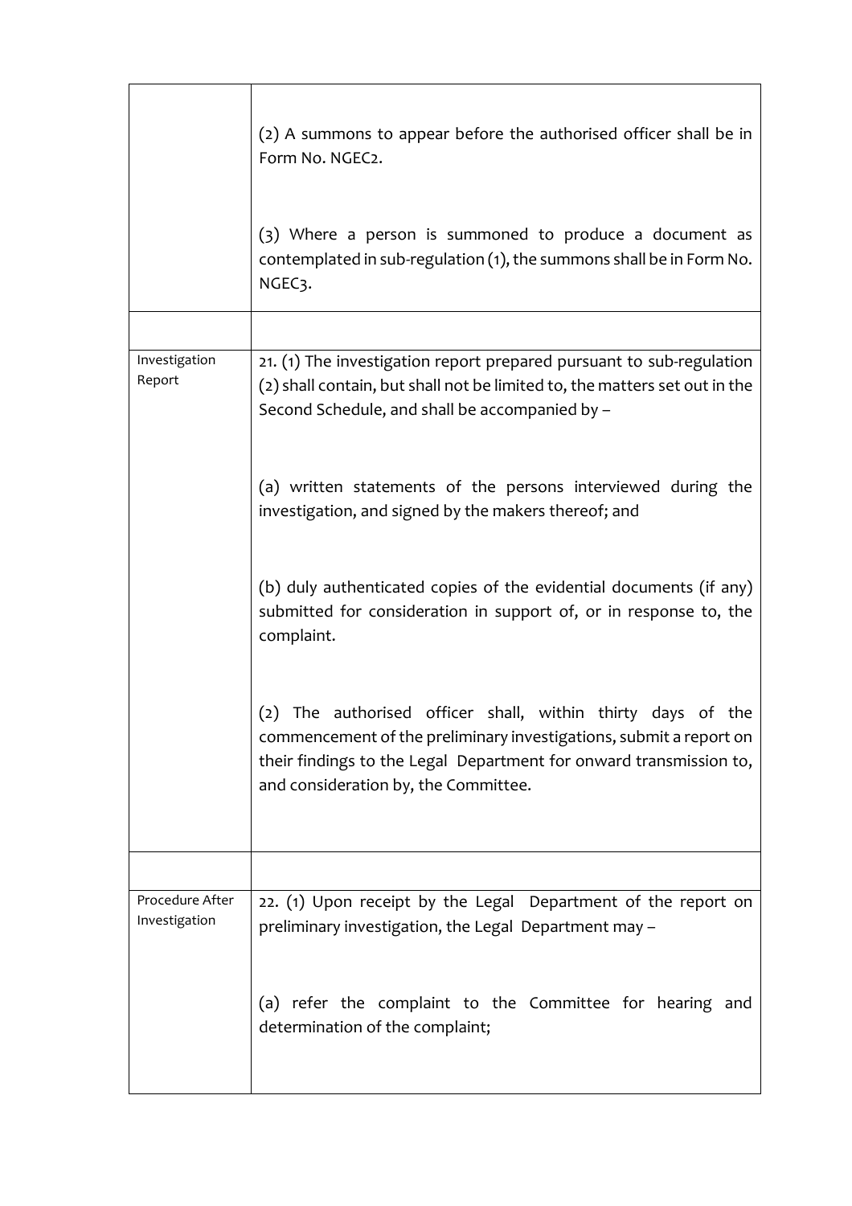| | |
|---|---|
| | (2) A summons to appear before the authorised officer shall be in Form No. NGEC2.<br><br>(3) Where a person is summoned to produce a document as contemplated in sub-regulation (1), the summons shall be in Form No. NGEC3. |
| | |
| Investigation Report | 21. (1) The investigation report prepared pursuant to sub-regulation (2) shall contain, but shall not be limited to, the matters set out in the Second Schedule, and shall be accompanied by –<br><br>(a) written statements of the persons interviewed during the investigation, and signed by the makers thereof; and<br><br>(b) duly authenticated copies of the evidential documents (if any) submitted for consideration in support of, or in response to, the complaint.<br><br>(2) The authorised officer shall, within thirty days of the commencement of the preliminary investigations, submit a report on their findings to the Legal Department for onward transmission to, and consideration by, the Committee. |
| | |
| Procedure After Investigation | 22. (1) Upon receipt by the Legal Department of the report on preliminary investigation, the Legal Department may –<br><br>(a) refer the complaint to the Committee for hearing and determination of the complaint; |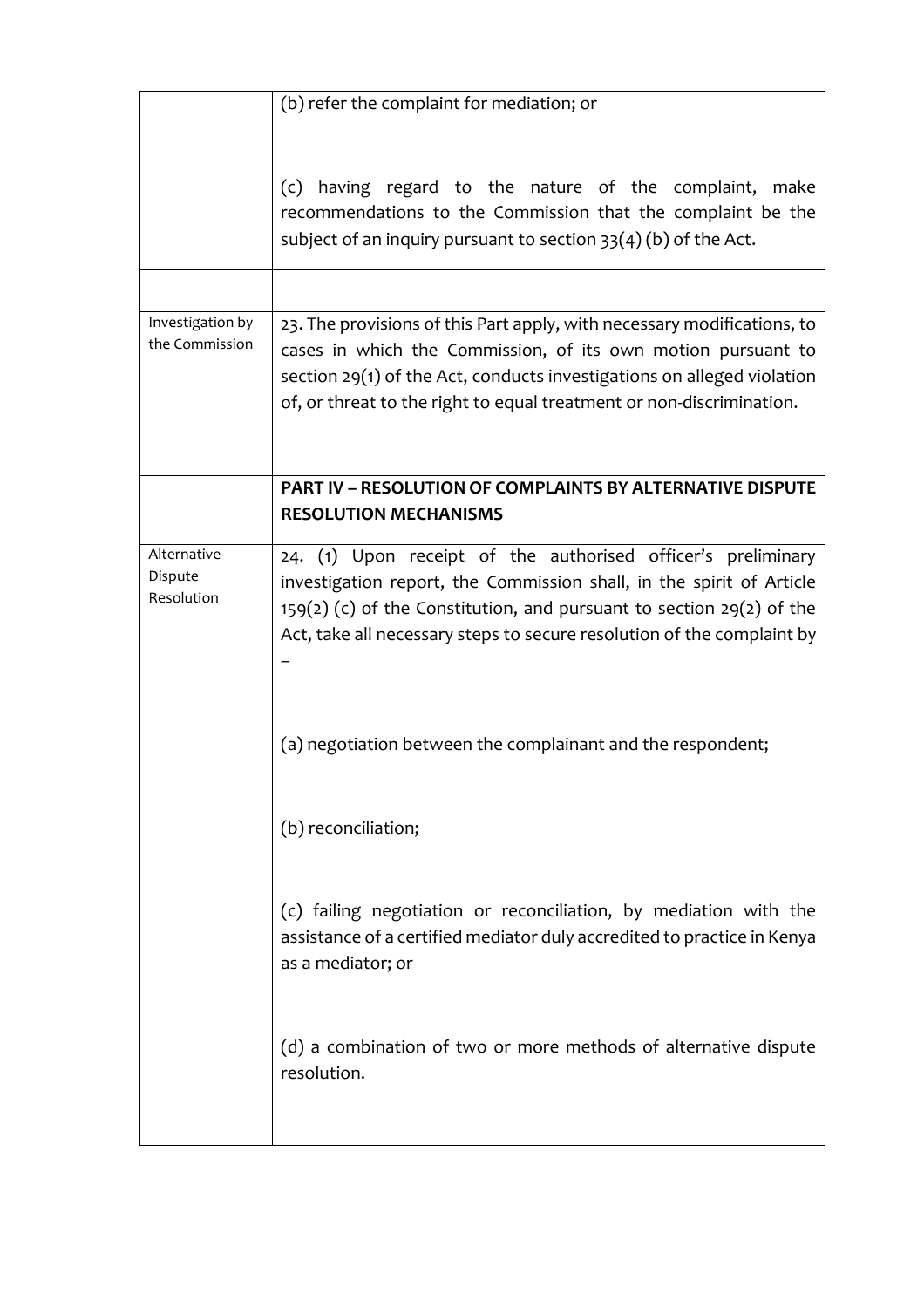| | |
|---|---|
| | (b) refer the complaint for mediation; or |
| | (c) having regard to the nature of the complaint, make recommendations to the Commission that the complaint be the subject of an inquiry pursuant to section 33(4) (b) of the Act. |
| | |
| Investigation by the Commission | 23. The provisions of this Part apply, with necessary modifications, to cases in which the Commission, of its own motion pursuant to section 29(1) of the Act, conducts investigations on alleged violation of, or threat to the right to equal treatment or non-discrimination. |
| | |
| | **PART IV – RESOLUTION OF COMPLAINTS BY ALTERNATIVE DISPUTE RESOLUTION MECHANISMS** |
| Alternative Dispute Resolution | 24. (1) Upon receipt of the authorised officer's preliminary investigation report, the Commission shall, in the spirit of Article 159(2) (c) of the Constitution, and pursuant to section 29(2) of the Act, take all necessary steps to secure resolution of the complaint by – |
| | (a) negotiation between the complainant and the respondent; |
| | (b) reconciliation; |
| | (c) failing negotiation or reconciliation, by mediation with the assistance of a certified mediator duly accredited to practice in Kenya as a mediator; or |
| | (d) a combination of two or more methods of alternative dispute resolution. |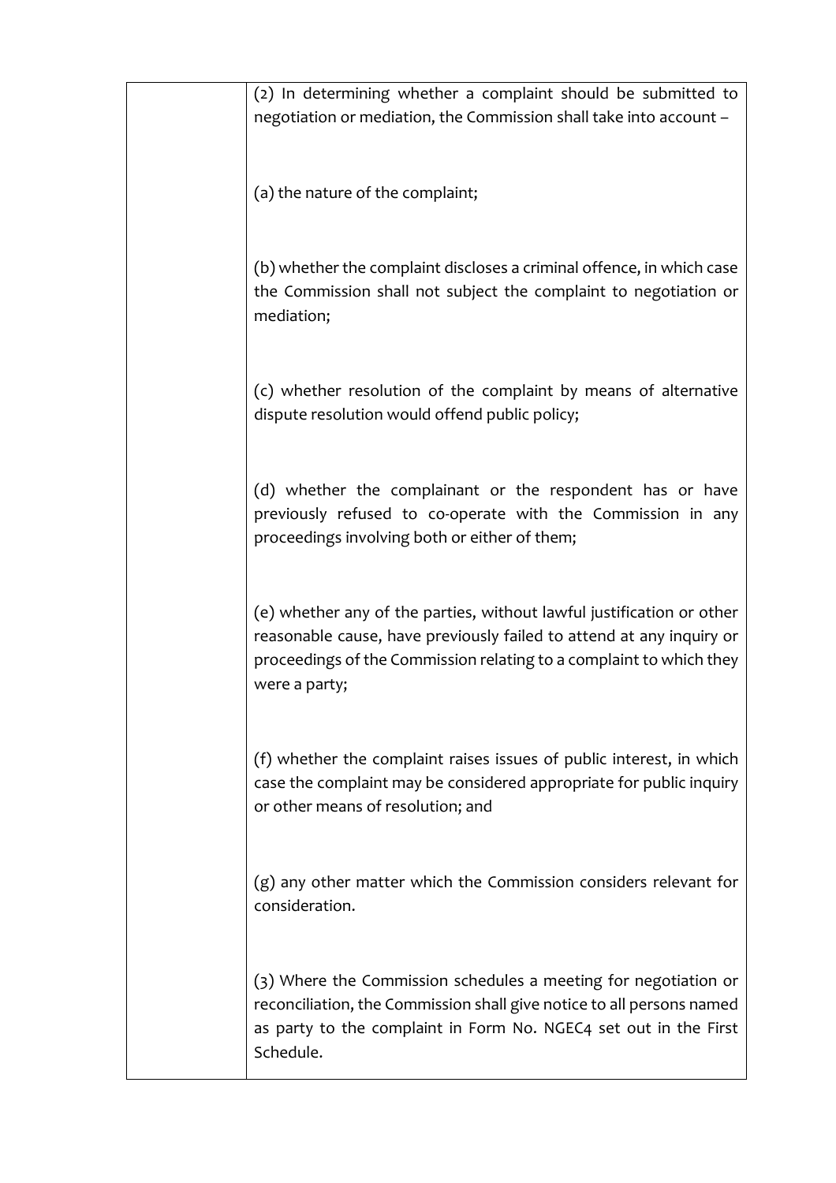| | |
|---|---|
| | (2) In determining whether a complaint should be submitted to negotiation or mediation, the Commission shall take into account – <br><br> (a) the nature of the complaint; <br><br> (b) whether the complaint discloses a criminal offence, in which case the Commission shall not subject the complaint to negotiation or mediation; <br><br> (c) whether resolution of the complaint by means of alternative dispute resolution would offend public policy; <br><br> (d) whether the complainant or the respondent has or have previously refused to co-operate with the Commission in any proceedings involving both or either of them; <br><br> (e) whether any of the parties, without lawful justification or other reasonable cause, have previously failed to attend at any inquiry or proceedings of the Commission relating to a complaint to which they were a party; <br><br> (f) whether the complaint raises issues of public interest, in which case the complaint may be considered appropriate for public inquiry or other means of resolution; and <br><br> (g) any other matter which the Commission considers relevant for consideration. <br><br> (3) Where the Commission schedules a meeting for negotiation or reconciliation, the Commission shall give notice to all persons named as party to the complaint in Form No. NGEC4 set out in the First Schedule. |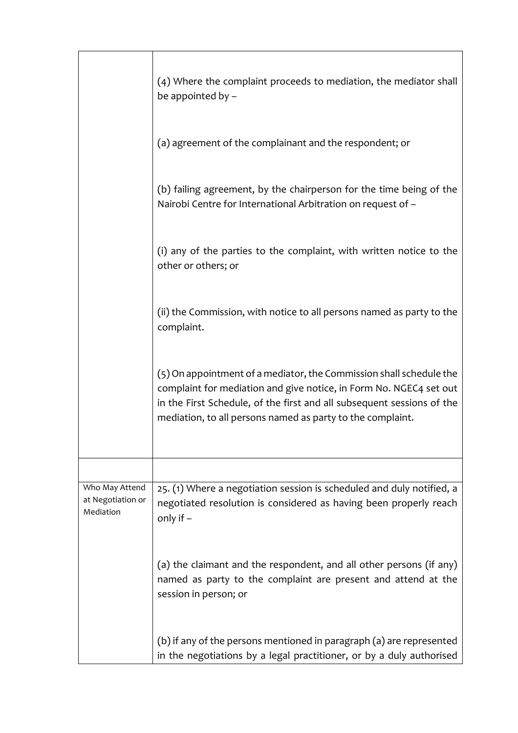| | |
|---|---|
| | (4) Where the complaint proceeds to mediation, the mediator shall be appointed by –<br><br>(a) agreement of the complainant and the respondent; or<br><br>(b) failing agreement, by the chairperson for the time being of the Nairobi Centre for International Arbitration on request of –<br><br>(i) any of the parties to the complaint, with written notice to the other or others; or<br><br>(ii) the Commission, with notice to all persons named as party to the complaint.<br><br>(5) On appointment of a mediator, the Commission shall schedule the complaint for mediation and give notice, in Form No. NGEC4 set out in the First Schedule, of the first and all subsequent sessions of the mediation, to all persons named as party to the complaint. |
| | |
| Who May Attend at Negotiation or Mediation | 25. (1) Where a negotiation session is scheduled and duly notified, a negotiated resolution is considered as having been properly reach only if –<br><br>(a) the claimant and the respondent, and all other persons (if any) named as party to the complaint are present and attend at the session in person; or<br><br>(b) if any of the persons mentioned in paragraph (a) are represented in the negotiations by a legal practitioner, or by a duly authorised |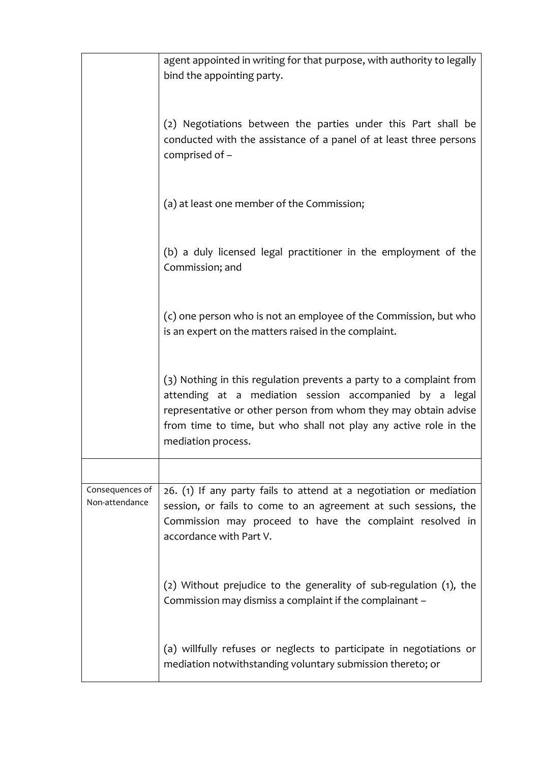| | |
|---|---|
| | agent appointed in writing for that purpose, with authority to legally bind the appointing party. |
| | (2) Negotiations between the parties under this Part shall be conducted with the assistance of a panel of at least three persons comprised of – |
| | (a) at least one member of the Commission; |
| | (b) a duly licensed legal practitioner in the employment of the Commission; and |
| | (c) one person who is not an employee of the Commission, but who is an expert on the matters raised in the complaint. |
| | (3) Nothing in this regulation prevents a party to a complaint from attending at a mediation session accompanied by a legal representative or other person from whom they may obtain advise from time to time, but who shall not play any active role in the mediation process. |
| | |
| Consequences of Non-attendance | 26. (1) If any party fails to attend at a negotiation or mediation session, or fails to come to an agreement at such sessions, the Commission may proceed to have the complaint resolved in accordance with Part V. |
| | (2) Without prejudice to the generality of sub-regulation (1), the Commission may dismiss a complaint if the complainant – |
| | (a) willfully refuses or neglects to participate in negotiations or mediation notwithstanding voluntary submission thereto; or |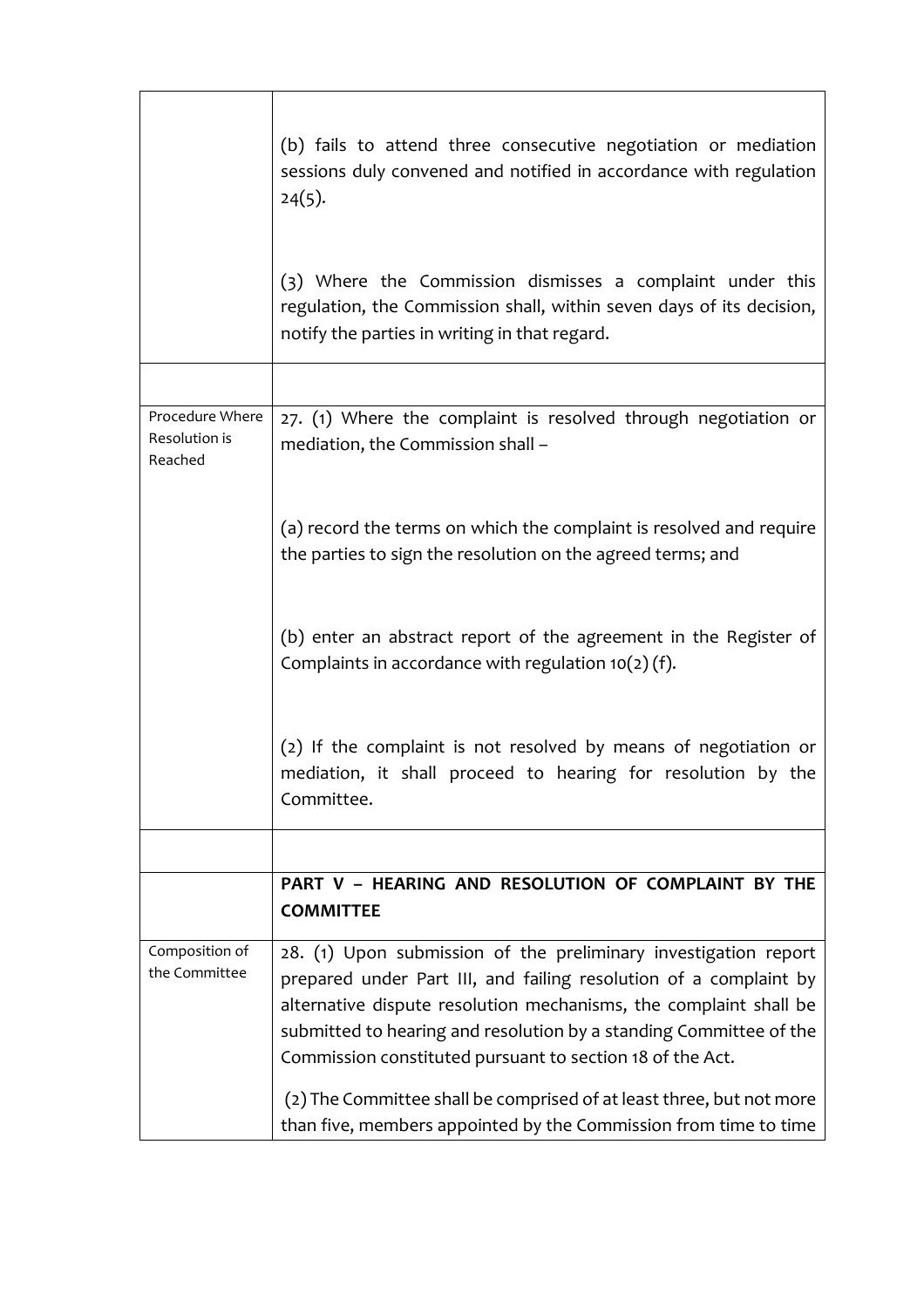| | |
|---|---|
| | (b) fails to attend three consecutive negotiation or mediation sessions duly convened and notified in accordance with regulation 24(5). |
| | (3) Where the Commission dismisses a complaint under this regulation, the Commission shall, within seven days of its decision, notify the parties in writing in that regard. |
| | |
| Procedure Where Resolution is Reached | 27. (1) Where the complaint is resolved through negotiation or mediation, the Commission shall – |
| | (a) record the terms on which the complaint is resolved and require the parties to sign the resolution on the agreed terms; and |
| | (b) enter an abstract report of the agreement in the Register of Complaints in accordance with regulation 10(2) (f). |
| | (2) If the complaint is not resolved by means of negotiation or mediation, it shall proceed to hearing for resolution by the Committee. |
| | |
| | **PART V – HEARING AND RESOLUTION OF COMPLAINT BY THE COMMITTEE** |
| Composition of the Committee | 28. (1) Upon submission of the preliminary investigation report prepared under Part III, and failing resolution of a complaint by alternative dispute resolution mechanisms, the complaint shall be submitted to hearing and resolution by a standing Committee of the Commission constituted pursuant to section 18 of the Act. (2) The Committee shall be comprised of at least three, but not more than five, members appointed by the Commission from time to time |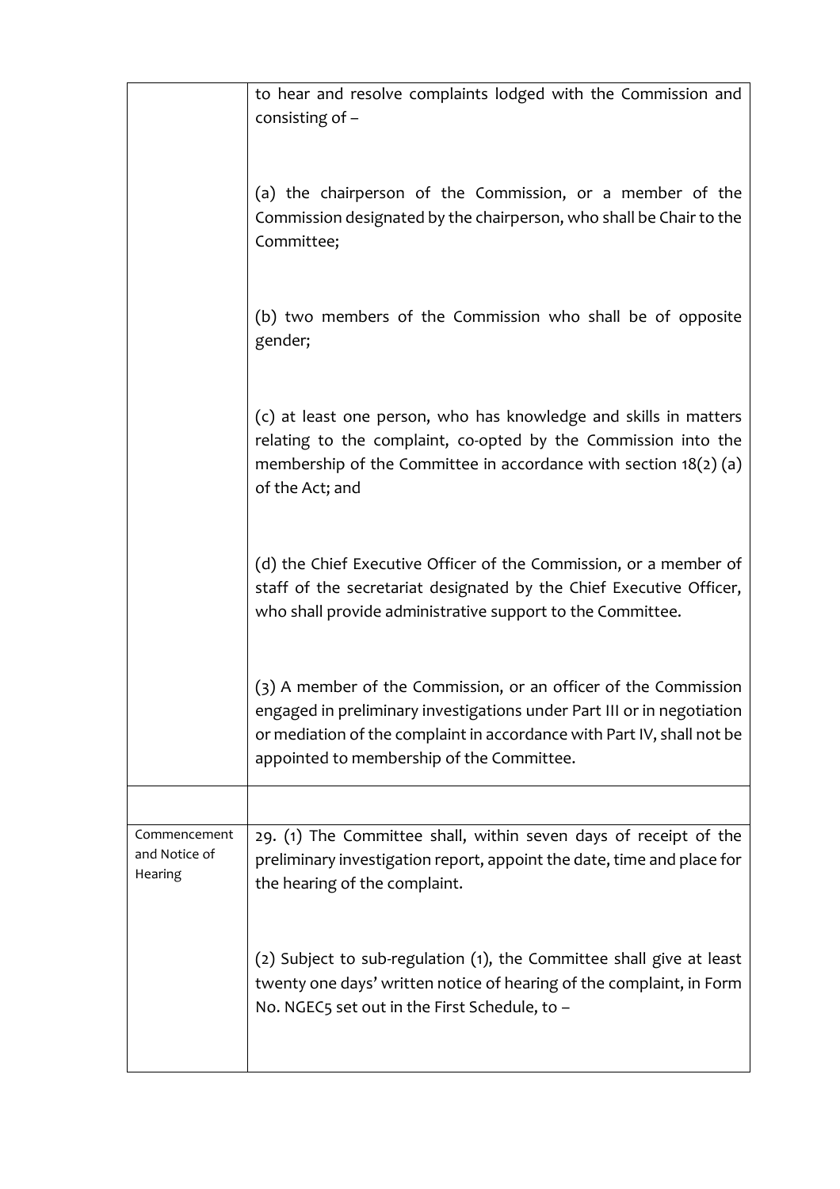| | |
|---|---|
| | to hear and resolve complaints lodged with the Commission and consisting of – |
| | (a) the chairperson of the Commission, or a member of the Commission designated by the chairperson, who shall be Chair to the Committee; |
| | (b) two members of the Commission who shall be of opposite gender; |
| | (c) at least one person, who has knowledge and skills in matters relating to the complaint, co-opted by the Commission into the membership of the Committee in accordance with section 18(2) (a) of the Act; and |
| | (d) the Chief Executive Officer of the Commission, or a member of staff of the secretariat designated by the Chief Executive Officer, who shall provide administrative support to the Committee. |
| | (3) A member of the Commission, or an officer of the Commission engaged in preliminary investigations under Part III or in negotiation or mediation of the complaint in accordance with Part IV, shall not be appointed to membership of the Committee. |
| | |
| Commencement and Notice of Hearing | 29. (1) The Committee shall, within seven days of receipt of the preliminary investigation report, appoint the date, time and place for the hearing of the complaint. |
| | (2) Subject to sub-regulation (1), the Committee shall give at least twenty one days' written notice of hearing of the complaint, in Form No. NGEC5 set out in the First Schedule, to – |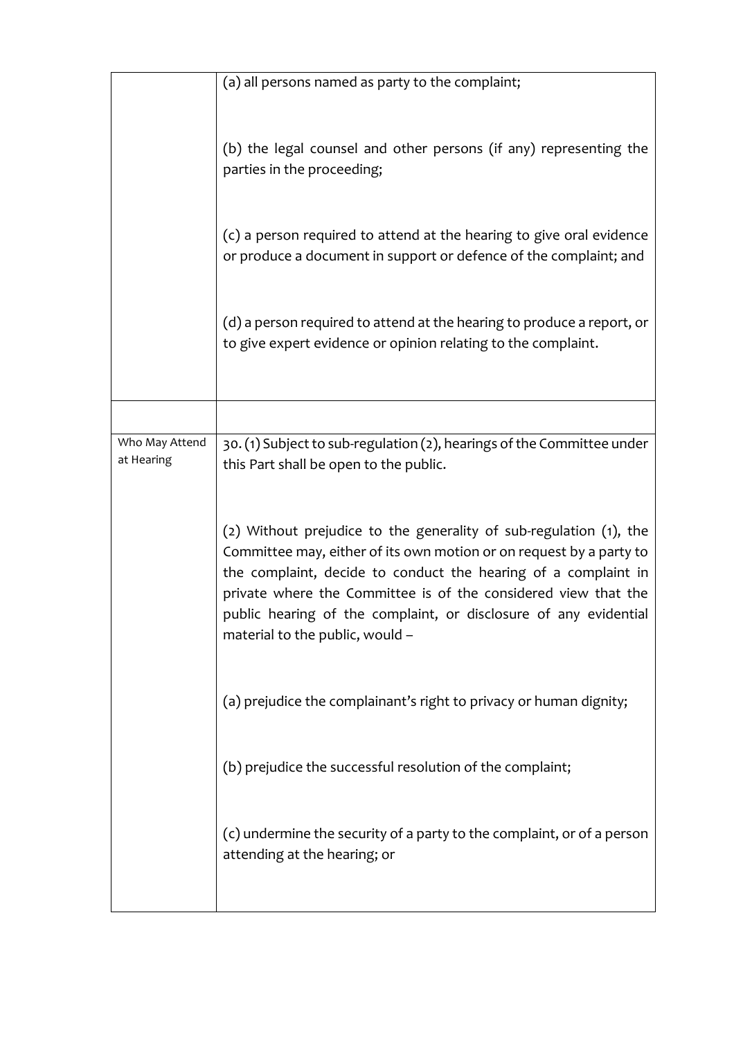| | |
|---|---|
| | (a) all persons named as party to the complaint;<br><br>(b) the legal counsel and other persons (if any) representing the parties in the proceeding;<br><br>(c) a person required to attend at the hearing to give oral evidence or produce a document in support or defence of the complaint; and<br><br>(d) a person required to attend at the hearing to produce a report, or to give expert evidence or opinion relating to the complaint. |
| | |
| Who May Attend at Hearing | 30. (1) Subject to sub-regulation (2), hearings of the Committee under this Part shall be open to the public.<br><br>(2) Without prejudice to the generality of sub-regulation (1), the Committee may, either of its own motion or on request by a party to the complaint, decide to conduct the hearing of a complaint in private where the Committee is of the considered view that the public hearing of the complaint, or disclosure of any evidential material to the public, would –<br><br>(a) prejudice the complainant's right to privacy or human dignity;<br><br>(b) prejudice the successful resolution of the complaint;<br><br>(c) undermine the security of a party to the complaint, or of a person attending at the hearing; or |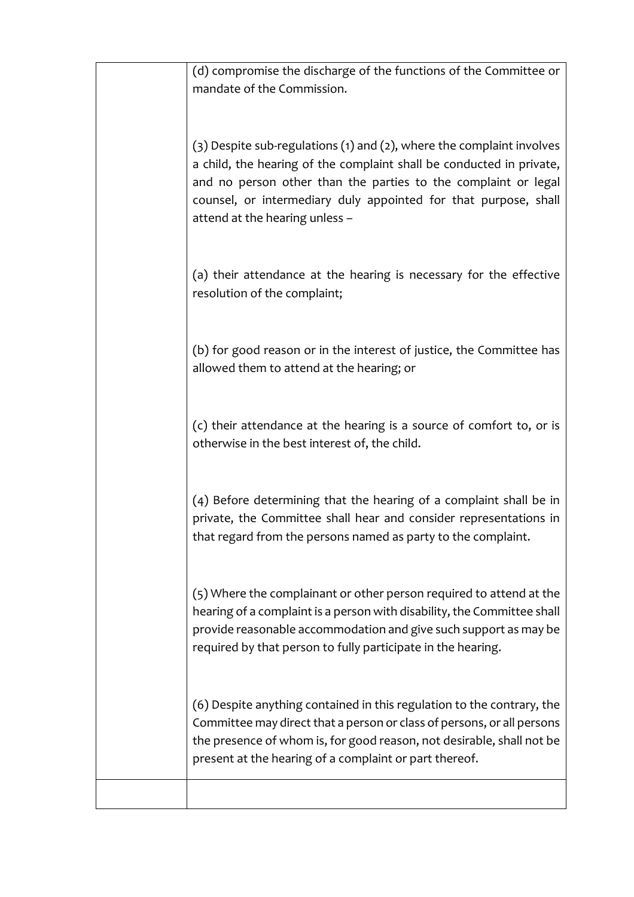(d) compromise the discharge of the functions of the Committee or mandate of the Commission.

(3) Despite sub-regulations (1) and (2), where the complaint involves a child, the hearing of the complaint shall be conducted in private, and no person other than the parties to the complaint or legal counsel, or intermediary duly appointed for that purpose, shall attend at the hearing unless –

(a) their attendance at the hearing is necessary for the effective resolution of the complaint;

(b) for good reason or in the interest of justice, the Committee has allowed them to attend at the hearing; or

(c) their attendance at the hearing is a source of comfort to, or is otherwise in the best interest of, the child.

(4) Before determining that the hearing of a complaint shall be in private, the Committee shall hear and consider representations in that regard from the persons named as party to the complaint.

(5) Where the complainant or other person required to attend at the hearing of a complaint is a person with disability, the Committee shall provide reasonable accommodation and give such support as may be required by that person to fully participate in the hearing.

(6) Despite anything contained in this regulation to the contrary, the Committee may direct that a person or class of persons, or all persons the presence of whom is, for good reason, not desirable, shall not be present at the hearing of a complaint or part thereof.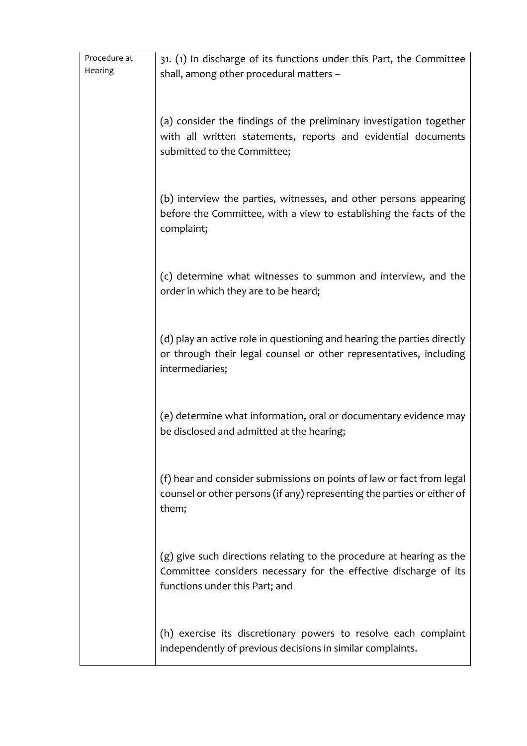| Procedure at Hearing | 31. (1) In discharge of its functions under this Part, the Committee shall, among other procedural matters –<br><br>(a) consider the findings of the preliminary investigation together with all written statements, reports and evidential documents submitted to the Committee;<br><br>(b) interview the parties, witnesses, and other persons appearing before the Committee, with a view to establishing the facts of the complaint;<br><br>(c) determine what witnesses to summon and interview, and the order in which they are to be heard;<br><br>(d) play an active role in questioning and hearing the parties directly or through their legal counsel or other representatives, including intermediaries;<br><br>(e) determine what information, oral or documentary evidence may be disclosed and admitted at the hearing;<br><br>(f) hear and consider submissions on points of law or fact from legal counsel or other persons (if any) representing the parties or either of them;<br><br>(g) give such directions relating to the procedure at hearing as the Committee considers necessary for the effective discharge of its functions under this Part; and<br><br>(h) exercise its discretionary powers to resolve each complaint independently of previous decisions in similar complaints. |
|---|---|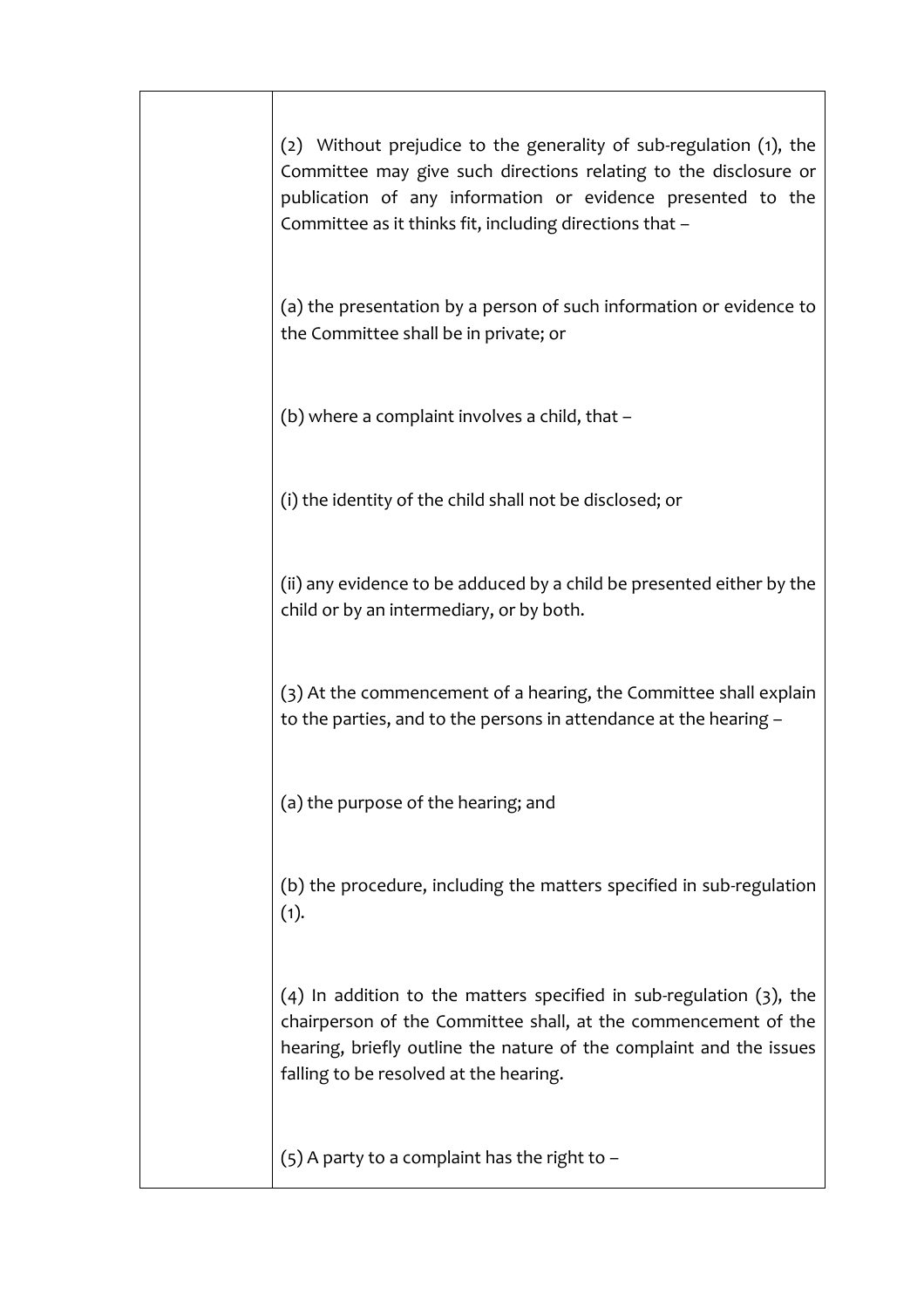(2) Without prejudice to the generality of sub-regulation (1), the Committee may give such directions relating to the disclosure or publication of any information or evidence presented to the Committee as it thinks fit, including directions that –

(a) the presentation by a person of such information or evidence to the Committee shall be in private; or

(b) where a complaint involves a child, that –

(i) the identity of the child shall not be disclosed; or

(ii) any evidence to be adduced by a child be presented either by the child or by an intermediary, or by both.

(3) At the commencement of a hearing, the Committee shall explain to the parties, and to the persons in attendance at the hearing –

(a) the purpose of the hearing; and

(b) the procedure, including the matters specified in sub-regulation (1).

(4) In addition to the matters specified in sub-regulation (3), the chairperson of the Committee shall, at the commencement of the hearing, briefly outline the nature of the complaint and the issues falling to be resolved at the hearing.

(5) A party to a complaint has the right to –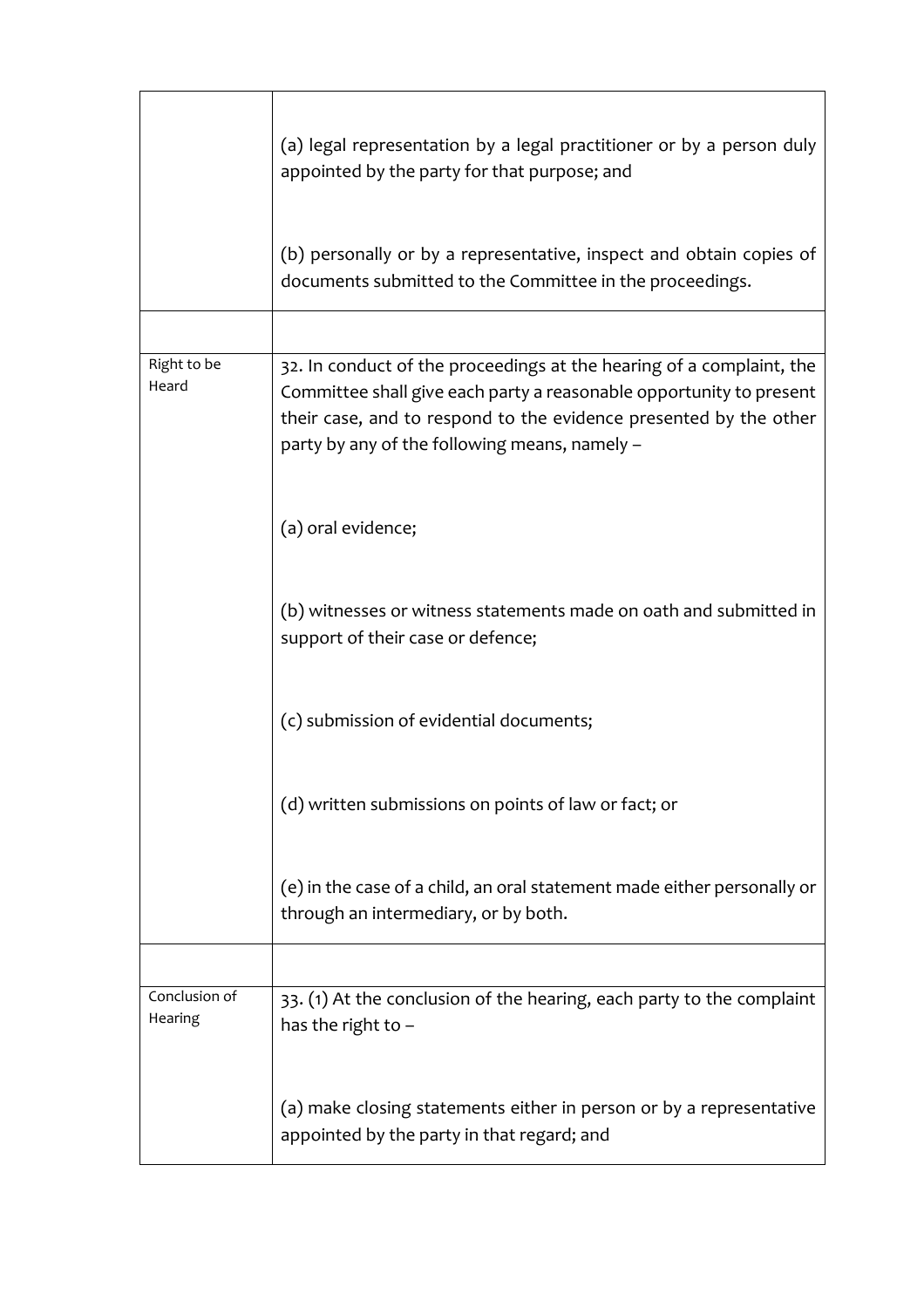| | |
|---|---|
| | (a) legal representation by a legal practitioner or by a person duly appointed by the party for that purpose; and |
| | (b) personally or by a representative, inspect and obtain copies of documents submitted to the Committee in the proceedings. |
| | |
| Right to be Heard | 32. In conduct of the proceedings at the hearing of a complaint, the Committee shall give each party a reasonable opportunity to present their case, and to respond to the evidence presented by the other party by any of the following means, namely – |
| | (a) oral evidence; |
| | (b) witnesses or witness statements made on oath and submitted in support of their case or defence; |
| | (c) submission of evidential documents; |
| | (d) written submissions on points of law or fact; or |
| | (e) in the case of a child, an oral statement made either personally or through an intermediary, or by both. |
| | |
| Conclusion of Hearing | 33. (1) At the conclusion of the hearing, each party to the complaint has the right to – |
| | (a) make closing statements either in person or by a representative appointed by the party in that regard; and |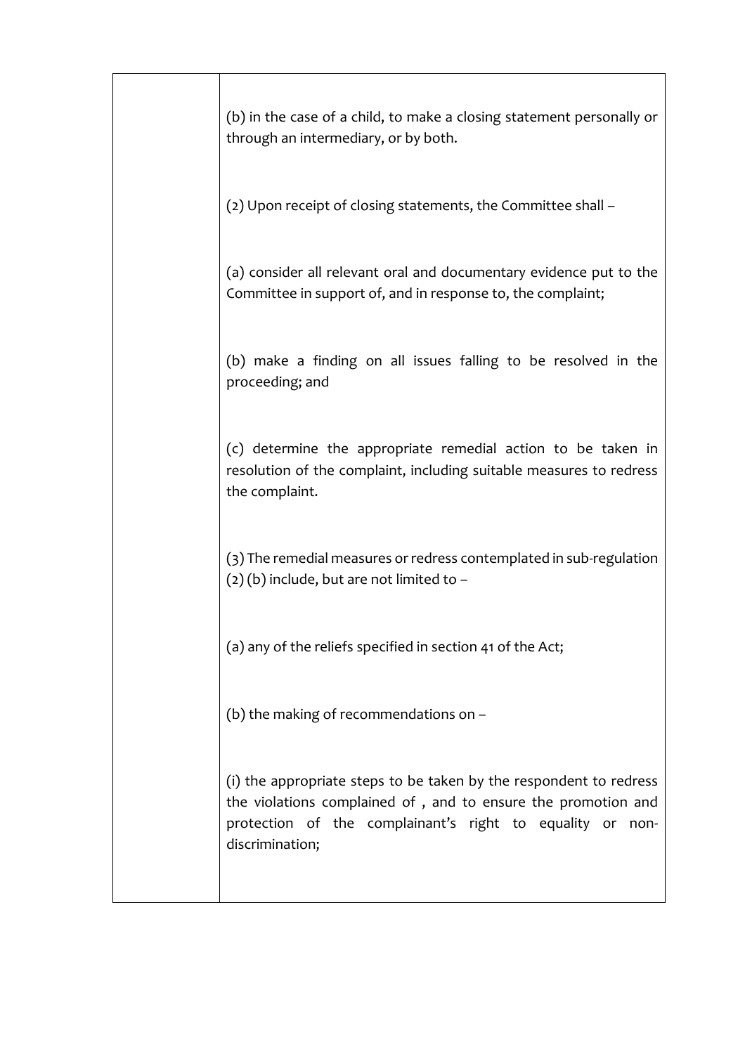| | |
|---|---|
| | (b) in the case of a child, to make a closing statement personally or through an intermediary, or by both.<br><br>(2) Upon receipt of closing statements, the Committee shall –<br><br>(a) consider all relevant oral and documentary evidence put to the Committee in support of, and in response to, the complaint;<br><br>(b) make a finding on all issues falling to be resolved in the proceeding; and<br><br>(c) determine the appropriate remedial action to be taken in resolution of the complaint, including suitable measures to redress the complaint.<br><br>(3) The remedial measures or redress contemplated in sub-regulation (2) (b) include, but are not limited to –<br><br>(a) any of the reliefs specified in section 41 of the Act;<br><br>(b) the making of recommendations on –<br><br>(i) the appropriate steps to be taken by the respondent to redress the violations complained of , and to ensure the promotion and protection of the complainant's right to equality or non-discrimination; |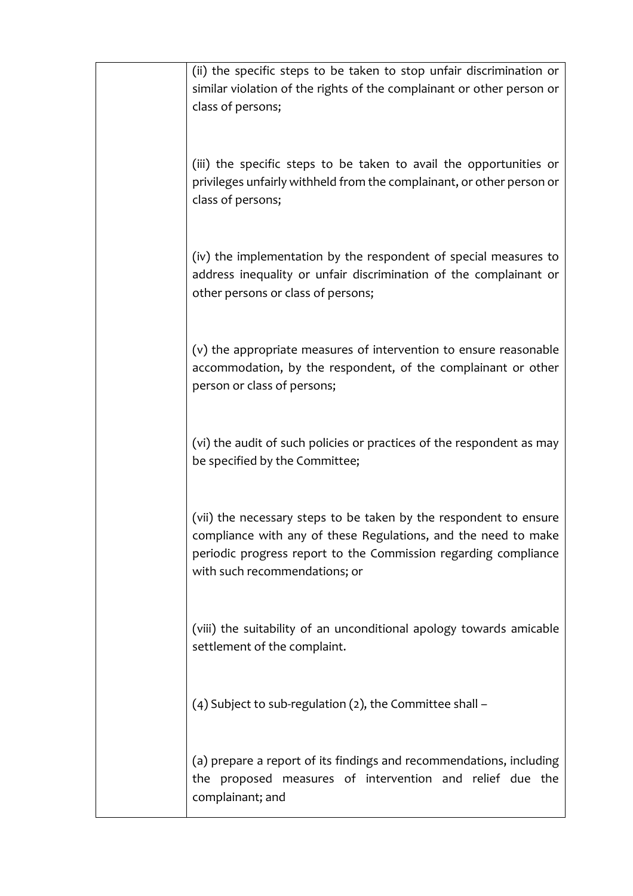| | (ii) the specific steps to be taken to stop unfair discrimination or similar violation of the rights of the complainant or other person or class of persons;<br><br>(iii) the specific steps to be taken to avail the opportunities or privileges unfairly withheld from the complainant, or other person or class of persons;<br><br>(iv) the implementation by the respondent of special measures to address inequality or unfair discrimination of the complainant or other persons or class of persons;<br><br>(v) the appropriate measures of intervention to ensure reasonable accommodation, by the respondent, of the complainant or other person or class of persons;<br><br>(vi) the audit of such policies or practices of the respondent as may be specified by the Committee;<br><br>(vii) the necessary steps to be taken by the respondent to ensure compliance with any of these Regulations, and the need to make periodic progress report to the Commission regarding compliance with such recommendations; or<br><br>(viii) the suitability of an unconditional apology towards amicable settlement of the complaint.<br><br>(4) Subject to sub-regulation (2), the Committee shall –<br><br>(a) prepare a report of its findings and recommendations, including the proposed measures of intervention and relief due the complainant; and |
|---|---|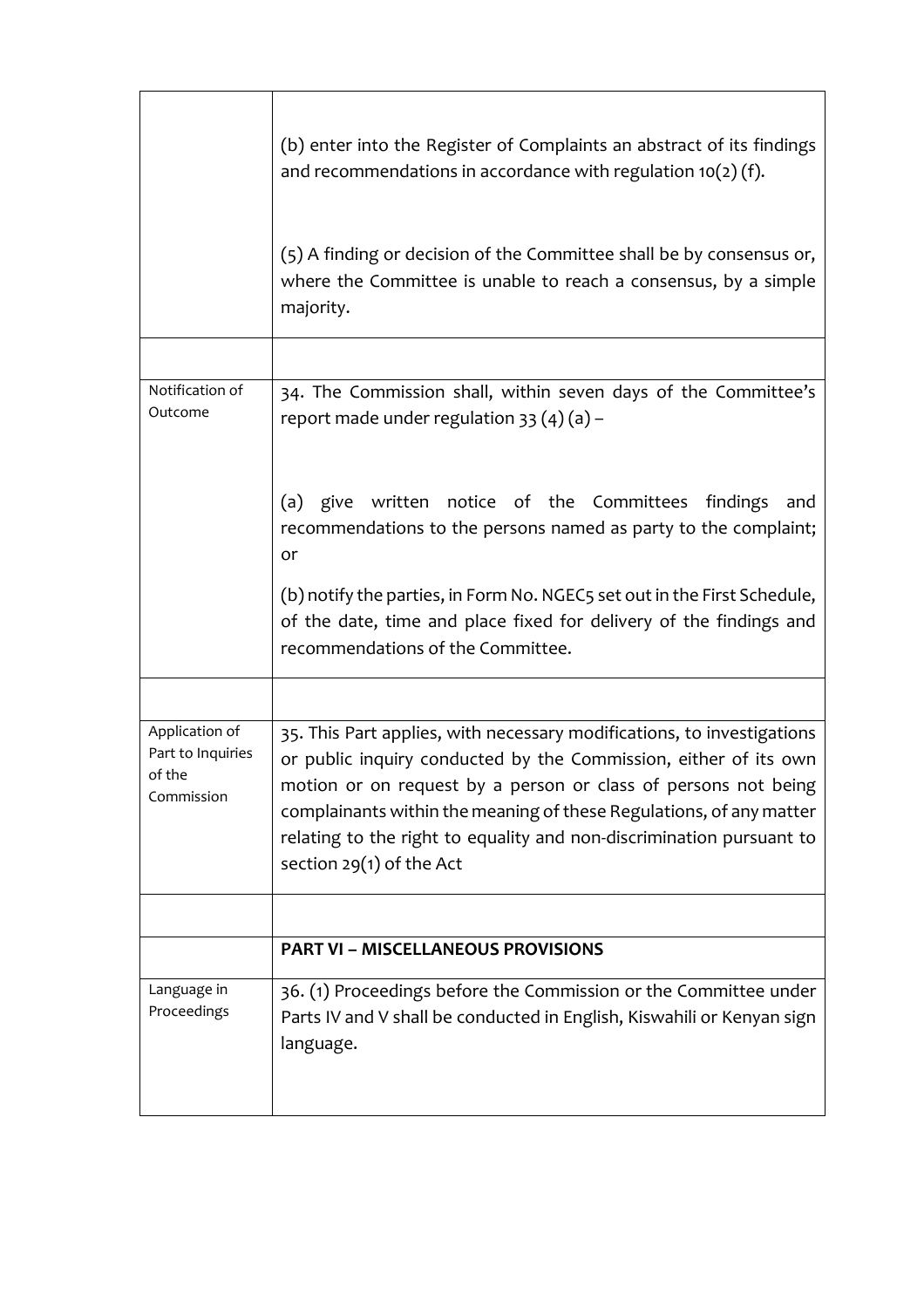| | |
|---|---|
| | (b) enter into the Register of Complaints an abstract of its findings and recommendations in accordance with regulation 10(2) (f).<br><br>(5) A finding or decision of the Committee shall be by consensus or, where the Committee is unable to reach a consensus, by a simple majority. |
| | |
| Notification of Outcome | 34. The Commission shall, within seven days of the Committee's report made under regulation 33 (4) (a) –<br><br>(a) give written notice of the Committees findings and recommendations to the persons named as party to the complaint; or<br><br>(b) notify the parties, in Form No. NGEC5 set out in the First Schedule, of the date, time and place fixed for delivery of the findings and recommendations of the Committee. |
| | |
| Application of Part to Inquiries of the Commission | 35. This Part applies, with necessary modifications, to investigations or public inquiry conducted by the Commission, either of its own motion or on request by a person or class of persons not being complainants within the meaning of these Regulations, of any matter relating to the right to equality and non-discrimination pursuant to section 29(1) of the Act |
| | |
| | **PART VI – MISCELLANEOUS PROVISIONS** |
| Language in Proceedings | 36. (1) Proceedings before the Commission or the Committee under Parts IV and V shall be conducted in English, Kiswahili or Kenyan sign language. |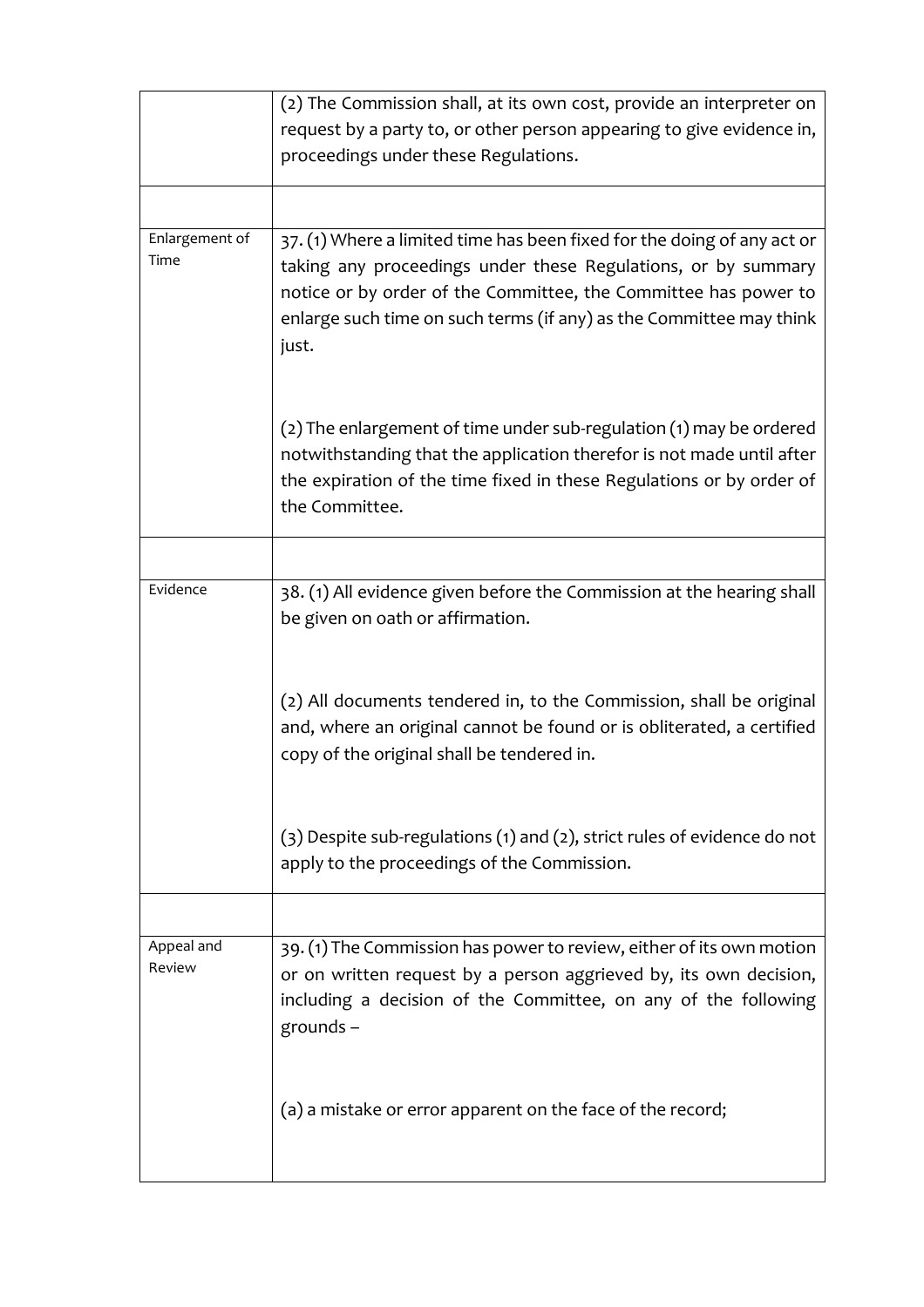| | |
|---|---|
| | (2) The Commission shall, at its own cost, provide an interpreter on request by a party to, or other person appearing to give evidence in, proceedings under these Regulations. |
| | |
| Enlargement of Time | 37. (1) Where a limited time has been fixed for the doing of any act or taking any proceedings under these Regulations, or by summary notice or by order of the Committee, the Committee has power to enlarge such time on such terms (if any) as the Committee may think just. |
| | (2) The enlargement of time under sub-regulation (1) may be ordered notwithstanding that the application therefor is not made until after the expiration of the time fixed in these Regulations or by order of the Committee. |
| | |
| Evidence | 38. (1) All evidence given before the Commission at the hearing shall be given on oath or affirmation. |
| | (2) All documents tendered in, to the Commission, shall be original and, where an original cannot be found or is obliterated, a certified copy of the original shall be tendered in. |
| | (3) Despite sub-regulations (1) and (2), strict rules of evidence do not apply to the proceedings of the Commission. |
| | |
| Appeal and Review | 39. (1) The Commission has power to review, either of its own motion or on written request by a person aggrieved by, its own decision, including a decision of the Committee, on any of the following grounds – |
| | (a) a mistake or error apparent on the face of the record; |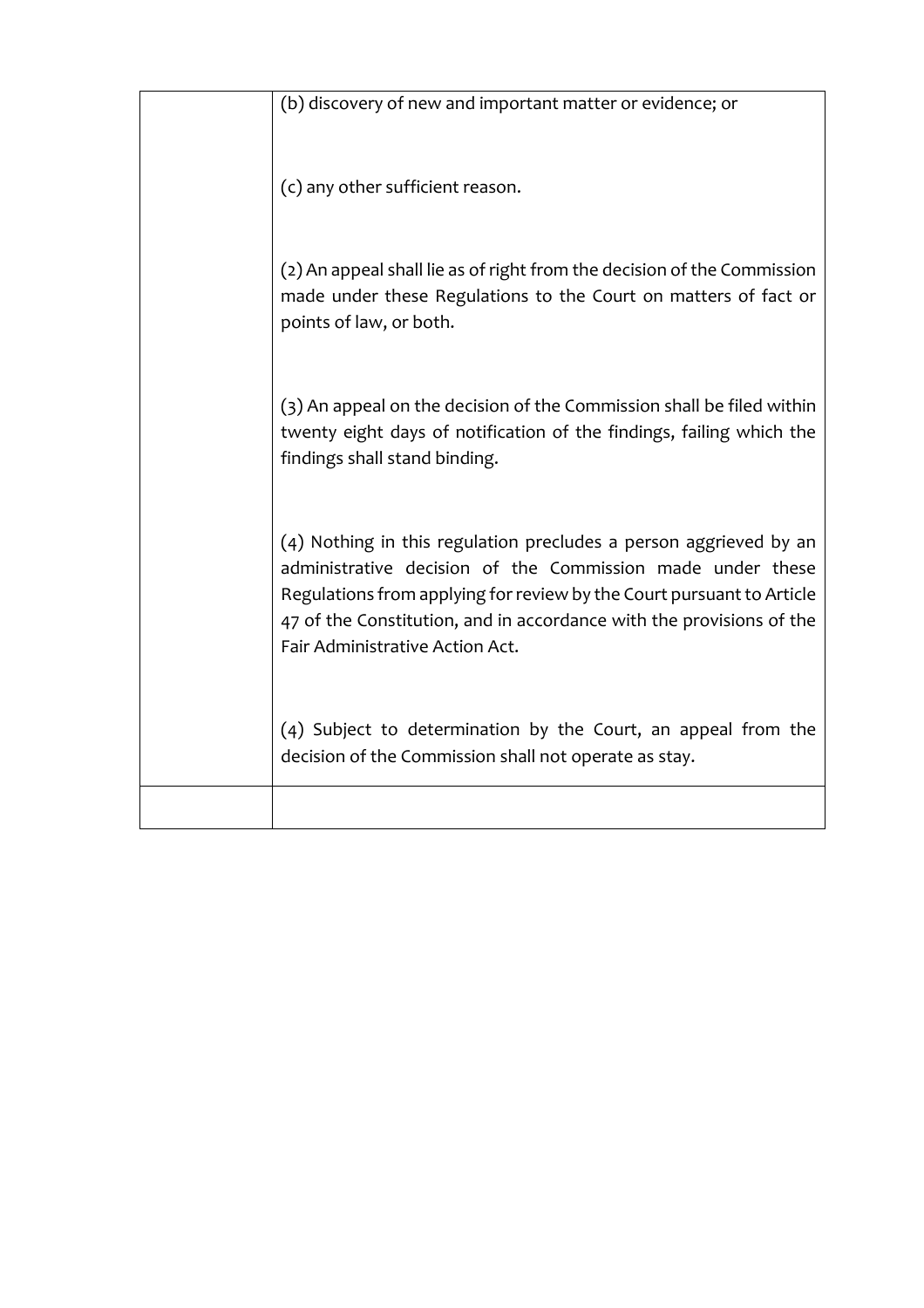| | |
|---|---|
| | (b) discovery of new and important matter or evidence; or<br><br>(c) any other sufficient reason.<br><br>(2) An appeal shall lie as of right from the decision of the Commission made under these Regulations to the Court on matters of fact or points of law, or both.<br><br>(3) An appeal on the decision of the Commission shall be filed within twenty eight days of notification of the findings, failing which the findings shall stand binding.<br><br>(4) Nothing in this regulation precludes a person aggrieved by an administrative decision of the Commission made under these Regulations from applying for review by the Court pursuant to Article 47 of the Constitution, and in accordance with the provisions of the Fair Administrative Action Act.<br><br>(4) Subject to determination by the Court, an appeal from the decision of the Commission shall not operate as stay. |
| | |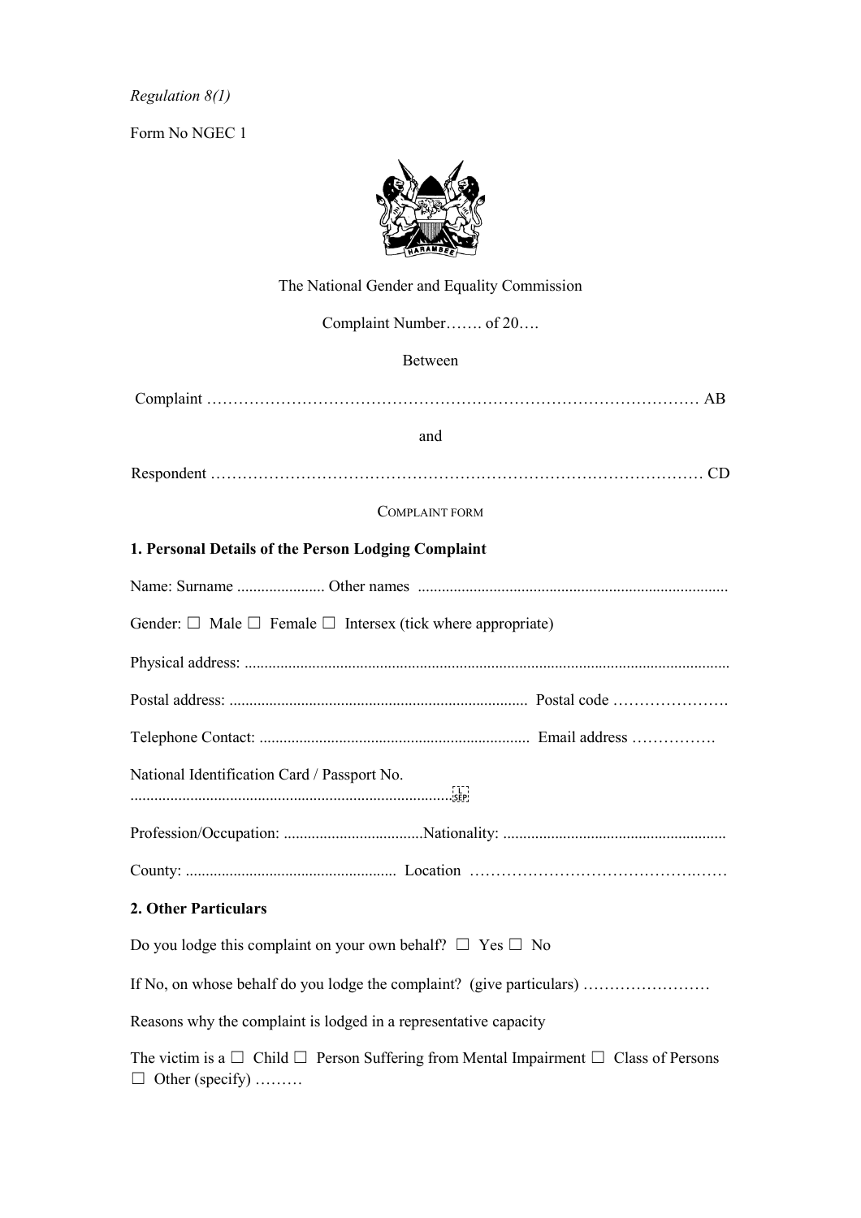*Regulation 8(1)*

Form No NGEC 1

The National Gender and Equality Commission

Complaint Number……. of 20….

Between

Complaint ……………………………………………………………………………… AB

and

Respondent ……………………………………………………………………………… CD

COMPLAINT FORM

**1. Personal Details of the Person Lodging Complaint**

Name: Surname ...................... Other names .............................................................................

Gender: ☐ Male ☐ Female ☐ Intersex (tick where appropriate)

Physical address: .........................................................................................................................

Postal address: .......................................................................... Postal code ………………….

Telephone Contact: ................................................................... Email address …………….

National Identification Card / Passport No. ................................................................................

Profession/Occupation: ...................................Nationality: ........................................................

County: ..................................................... Location …………………………………….……

**2. Other Particulars**

Do you lodge this complaint on your own behalf? ☐ Yes ☐ No

If No, on whose behalf do you lodge the complaint? (give particulars) ……………………

Reasons why the complaint is lodged in a representative capacity

The victim is a ☐ Child ☐ Person Suffering from Mental Impairment ☐ Class of Persons ☐ Other (specify) ………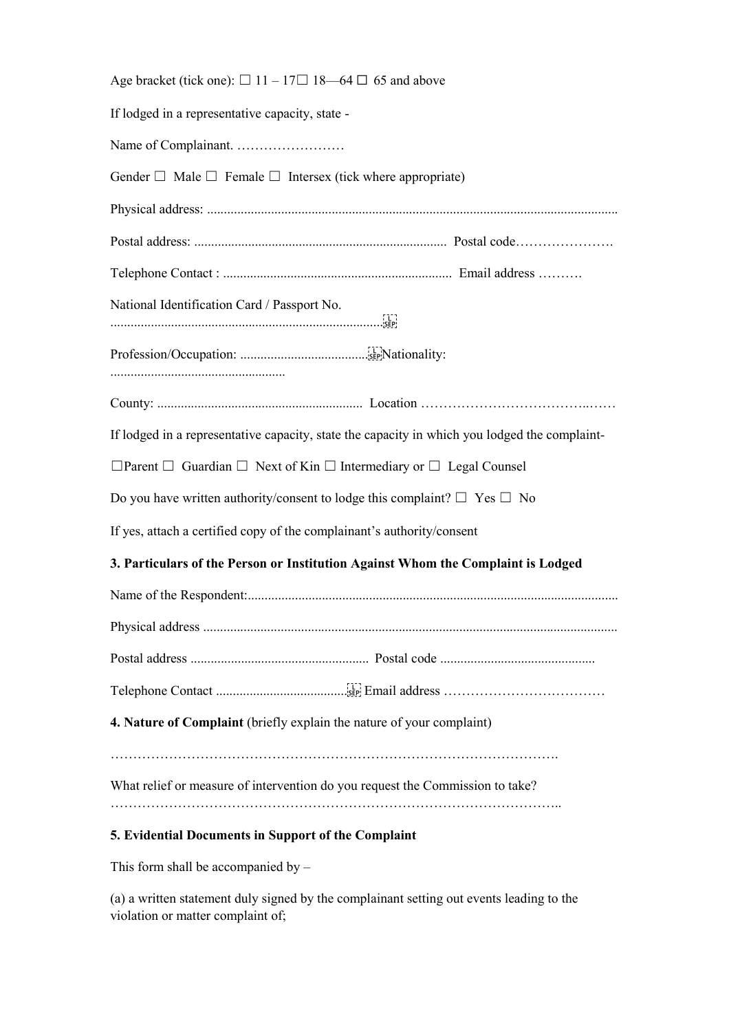Age bracket (tick one): ☐ 11 – 17☐ 18—64 ☐ 65 and above

If lodged in a representative capacity, state -

Name of Complainant. ……………………

Gender ☐ Male ☐ Female ☐ Intersex (tick where appropriate)

Physical address: .........................................................................................................................

Postal address: .......................................................................... Postal code………………….

Telephone Contact : .................................................................... Email address ……….

National Identification Card / Passport No. ................................................................................

Profession/Occupation: ..................................... Nationality: ....................................................

County: ............................................................ Location ………………………………..……

If lodged in a representative capacity, state the capacity in which you lodged the complaint-

☐Parent ☐ Guardian ☐ Next of Kin ☐ Intermediary or ☐ Legal Counsel

Do you have written authority/consent to lodge this complaint? ☐ Yes ☐ No

If yes, attach a certified copy of the complainant's authority/consent

**3. Particulars of the Person or Institution Against Whom the Complaint is Lodged**

Name of the Respondent:............................................................................................................

Physical address .........................................................................................................................

Postal address .................................................... Postal code .............................................

Telephone Contact ...................................... Email address ………………………………

**4. Nature of Complaint** (briefly explain the nature of your complaint)

……………………………………………………………………………………….

What relief or measure of intervention do you request the Commission to take?
………………………………………………………………………………………..

**5. Evidential Documents in Support of the Complaint**

This form shall be accompanied by –

(a) a written statement duly signed by the complainant setting out events leading to the violation or matter complaint of;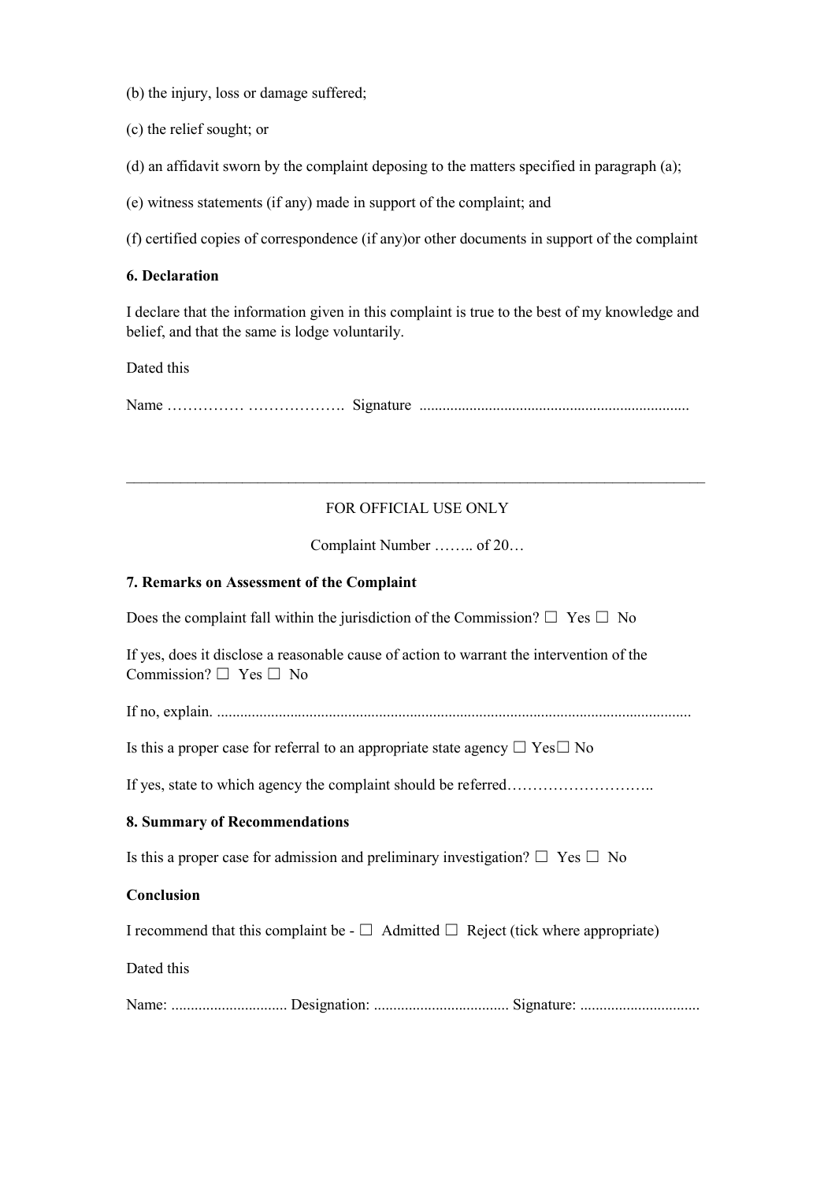(b) the injury, loss or damage suffered;

(c) the relief sought; or

(d) an affidavit sworn by the complaint deposing to the matters specified in paragraph (a);

(e) witness statements (if any) made in support of the complaint; and

(f) certified copies of correspondence (if any)or other documents in support of the complaint

**6. Declaration**

I declare that the information given in this complaint is true to the best of my knowledge and belief, and that the same is lodge voluntarily.

Dated this

Name …………… ………………. Signature ......................................................................

---

FOR OFFICIAL USE ONLY

Complaint Number …….. of 20…

**7. Remarks on Assessment of the Complaint**

Does the complaint fall within the jurisdiction of the Commission? ☐ Yes ☐ No

If yes, does it disclose a reasonable cause of action to warrant the intervention of the Commission? ☐ Yes ☐ No

If no, explain. ..........................................................................................................................

Is this a proper case for referral to an appropriate state agency ☐ Yes☐ No

If yes, state to which agency the complaint should be referred………………………..

**8. Summary of Recommendations**

Is this a proper case for admission and preliminary investigation? ☐ Yes ☐ No

**Conclusion**

I recommend that this complaint be - ☐ Admitted ☐ Reject (tick where appropriate)

Dated this

Name: .............................. Designation: ................................... Signature: ...............................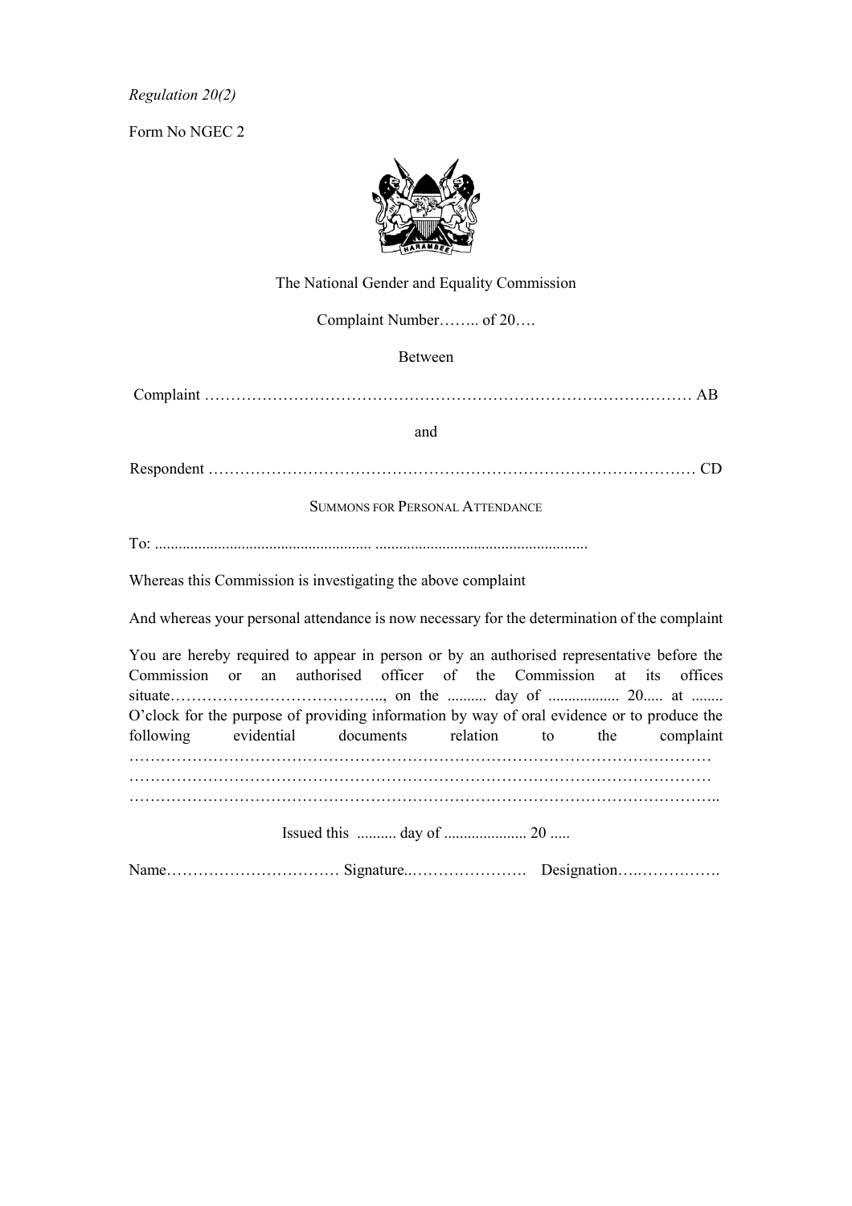*Regulation 20(2)*

Form No NGEC 2

The National Gender and Equality Commission

Complaint Number…….. of 20….

Between

Complaint ……………………………………………………….……………….……… AB

and

Respondent ………………………………………………………………………………… CD

SUMMONS FOR PERSONAL ATTENDANCE

To: ....................................................... .....................................................

Whereas this Commission is investigating the above complaint

And whereas your personal attendance is now necessary for the determination of the complaint

You are hereby required to appear in person or by an authorised representative before the Commission or an authorised officer of the Commission at its offices situate………………………………….., on the .......... day of .................. 20..... at ........ O'clock for the purpose of providing information by way of oral evidence or to produce the following evidential documents relation to the complaint ………………………………………………………………………………………………… ………………………………………………………………………………………………… …………………………………………………………………………………………………..

Issued this .......... day of ..................... 20 .....

Name…………………………… Signature.…………………. Designation…..…………….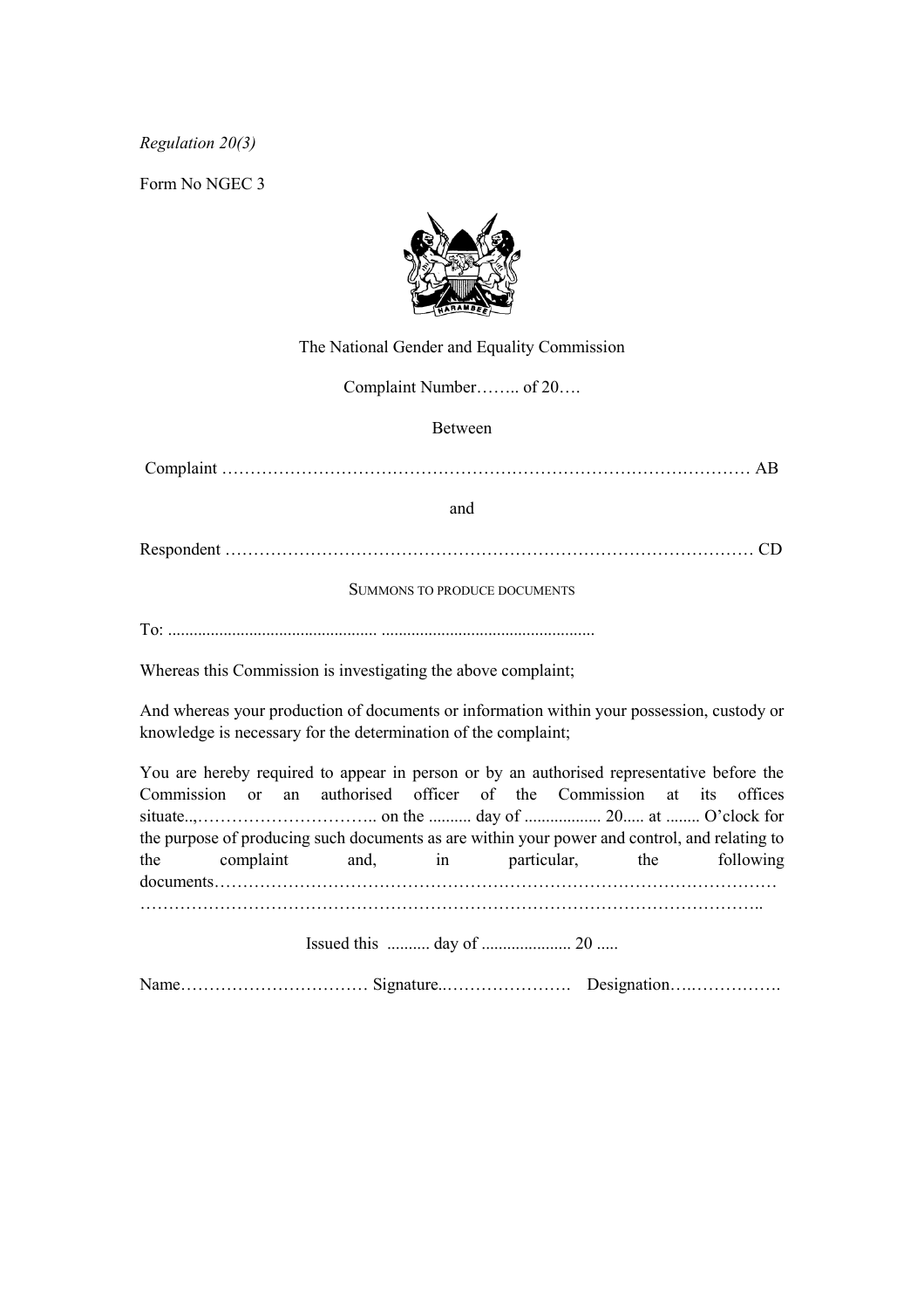*Regulation 20(3)*

Form No NGEC 3

The National Gender and Equality Commission

Complaint Number…….. of 20….

Between

Complaint ……………………………………………………………………………… AB

and

Respondent ……………………………………………………………………………… CD

SUMMONS TO PRODUCE DOCUMENTS

To: ................................................ .................................................

Whereas this Commission is investigating the above complaint;

And whereas your production of documents or information within your possession, custody or knowledge is necessary for the determination of the complaint;

You are hereby required to appear in person or by an authorised representative before the Commission or an authorised officer of the Commission at its offices situate..,………………………….. on the .......... day of .................. 20..... at ........ O'clock for the purpose of producing such documents as are within your power and control, and relating to the complaint and, in particular, the following documents………………………………………………………………………………………… ………………………………………………………………………………………………..

Issued this .......... day of ..................... 20 .....

Name…………………………… Signature.………………… Designation….…………….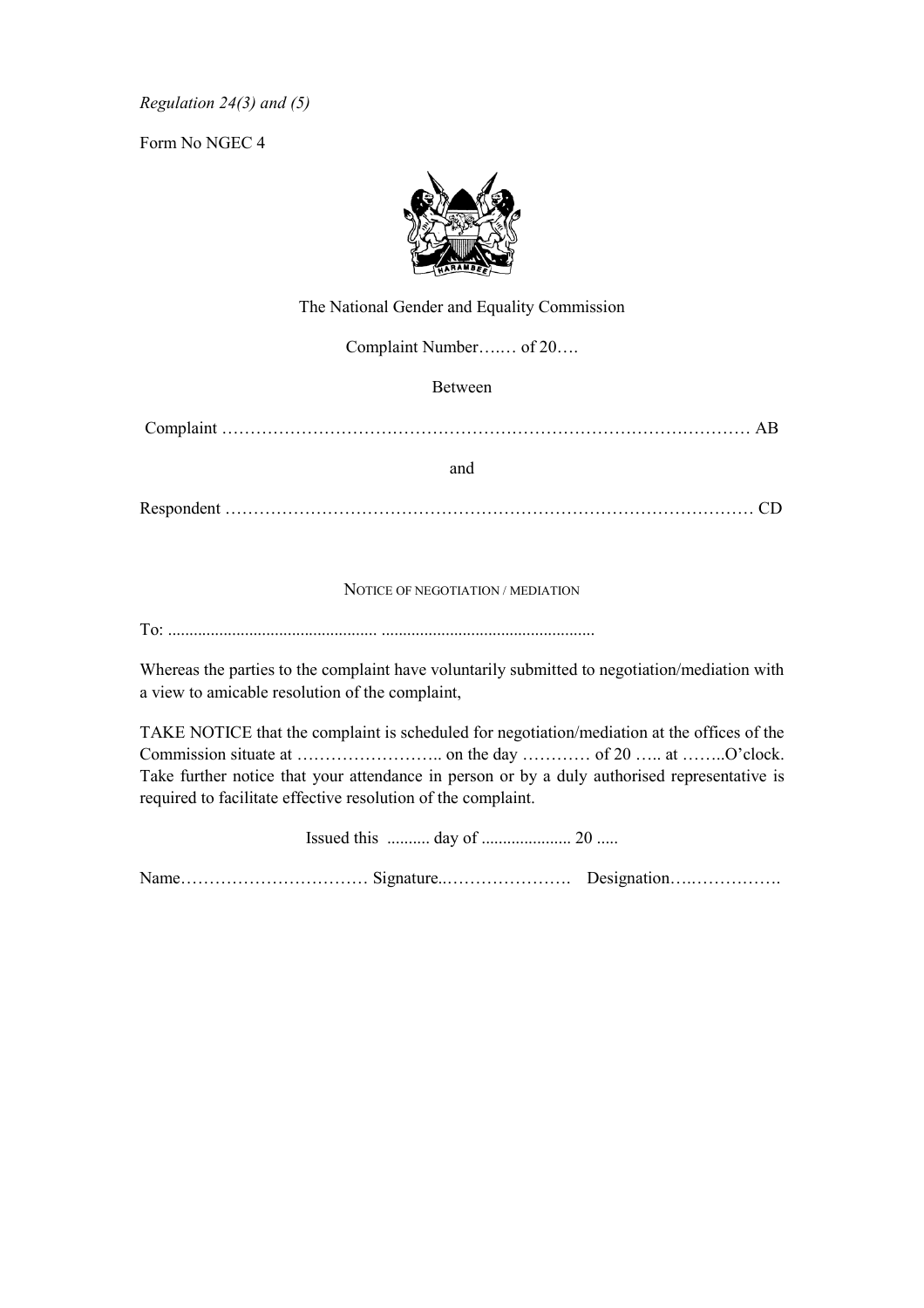*Regulation 24(3) and (5)*

Form No NGEC 4

The National Gender and Equality Commission

Complaint Number…..… of 20….

Between

Complaint ………………………………………………………………………………… AB

and

Respondent ………………………………………………………………………………… CD

NOTICE OF NEGOTIATION / MEDIATION

To: ................................................. ..................................................

Whereas the parties to the complaint have voluntarily submitted to negotiation/mediation with a view to amicable resolution of the complaint,

TAKE NOTICE that the complaint is scheduled for negotiation/mediation at the offices of the Commission situate at …………………….. on the day ………… of 20 ….. at ……..O'clock. Take further notice that your attendance in person or by a duly authorised representative is required to facilitate effective resolution of the complaint.

Issued this .......... day of ..................... 20 .....

Name…………………………… Signature.…………………. Designation….…………….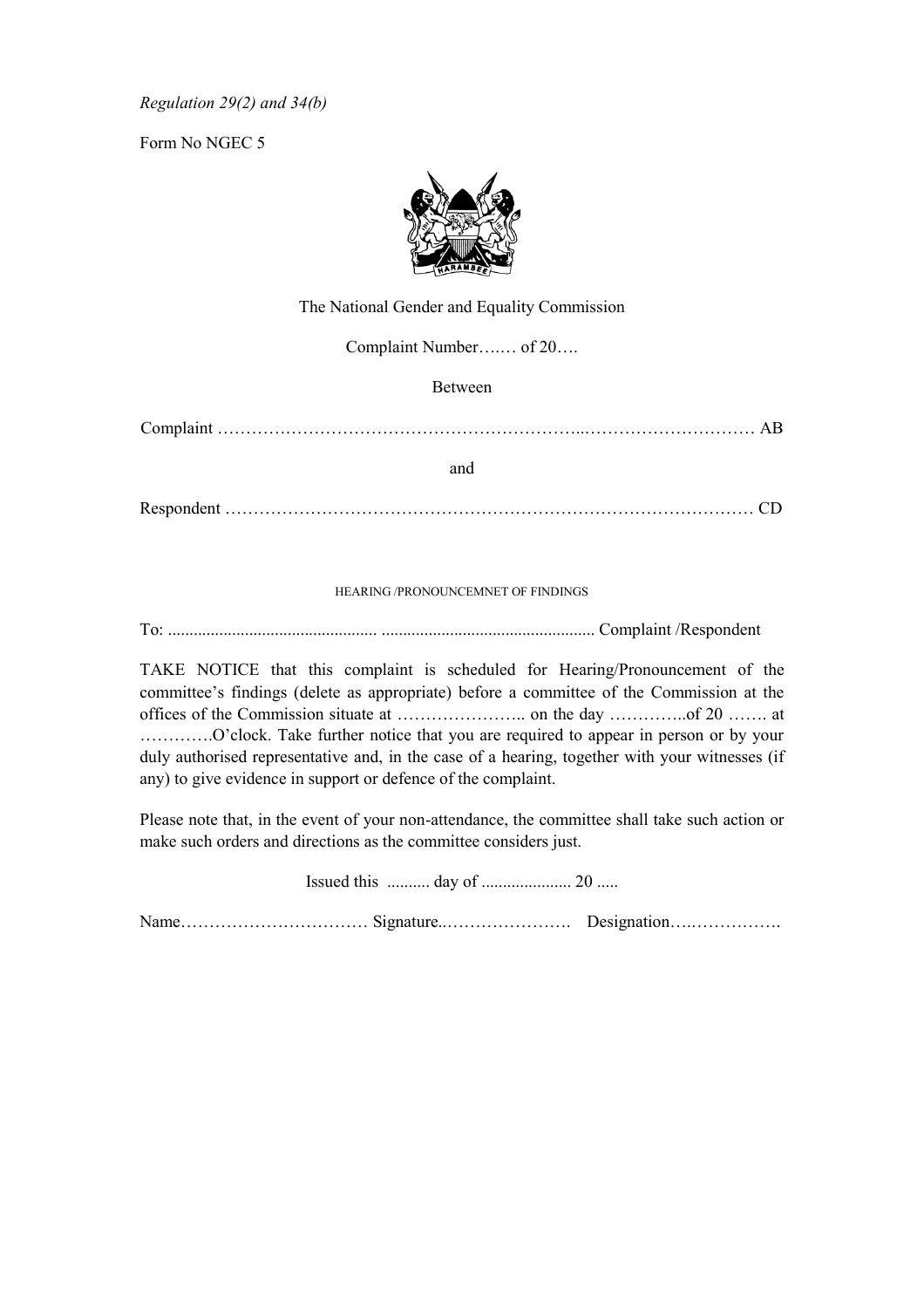*Regulation 29(2) and 34(b)*

Form No NGEC 5

The National Gender and Equality Commission

Complaint Number…..… of 20….

Between

Complaint ………………………………………………………..………………………… AB

and

Respondent ……………………………………………………………………………… CD

HEARING /PRONOUNCEMNET OF FINDINGS

To: ................................................ ................................................. Complaint /Respondent

TAKE NOTICE that this complaint is scheduled for Hearing/Pronouncement of the committee's findings (delete as appropriate) before a committee of the Commission at the offices of the Commission situate at ………………….. on the day …………..of 20 ……. at …………O'clock. Take further notice that you are required to appear in person or by your duly authorised representative and, in the case of a hearing, together with your witnesses (if any) to give evidence in support or defence of the complaint.

Please note that, in the event of your non-attendance, the committee shall take such action or make such orders and directions as the committee considers just.

Issued this .......... day of .................... 20 .....

Name…………………………… Signature.…………………. Designation…..…………….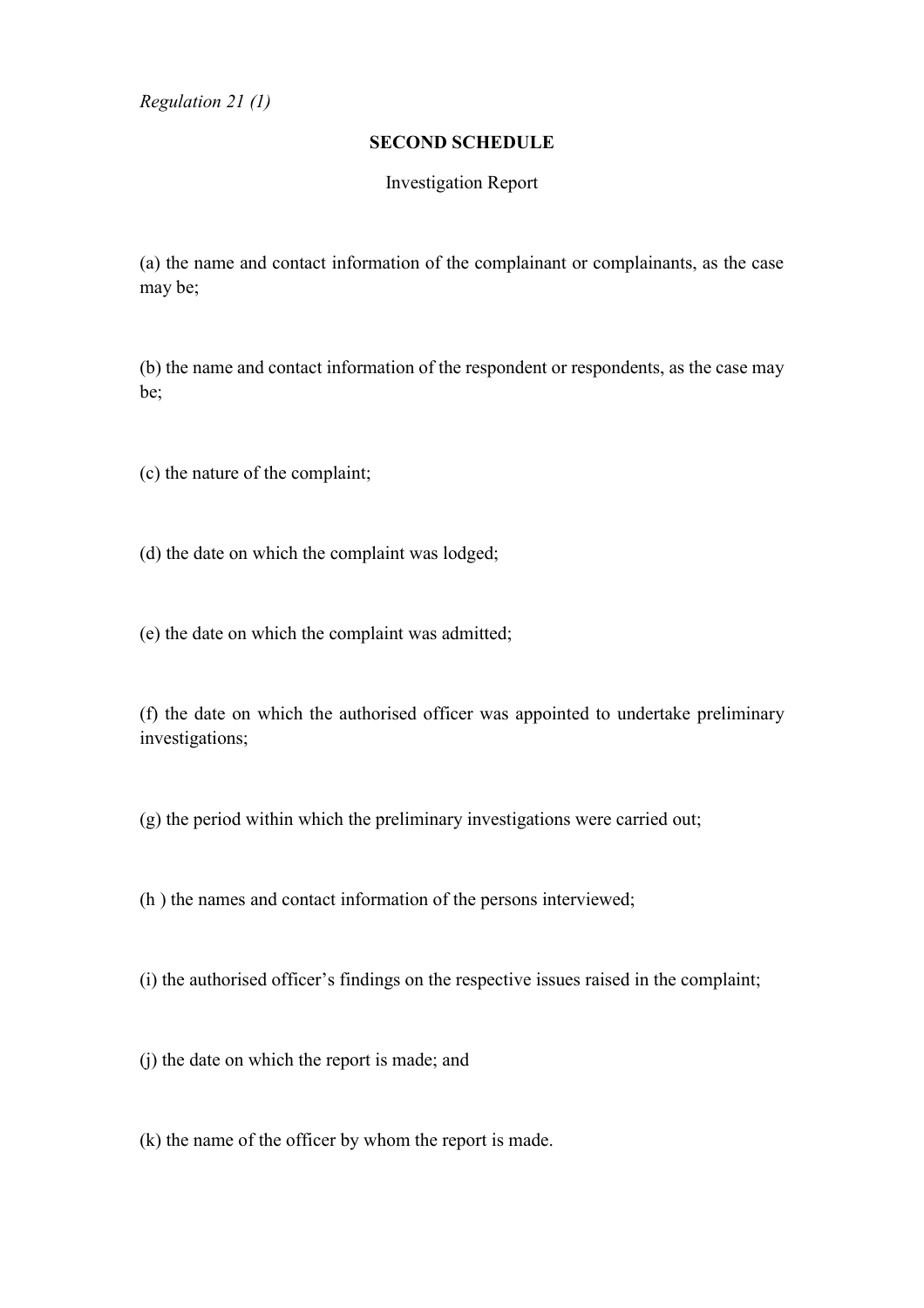*Regulation 21 (1)*

## SECOND SCHEDULE

Investigation Report

(a) the name and contact information of the complainant or complainants, as the case may be;

(b) the name and contact information of the respondent or respondents, as the case may be;

(c) the nature of the complaint;

(d) the date on which the complaint was lodged;

(e) the date on which the complaint was admitted;

(f) the date on which the authorised officer was appointed to undertake preliminary investigations;

(g) the period within which the preliminary investigations were carried out;

(h ) the names and contact information of the persons interviewed;

(i) the authorised officer's findings on the respective issues raised in the complaint;

(j) the date on which the report is made; and

(k) the name of the officer by whom the report is made.